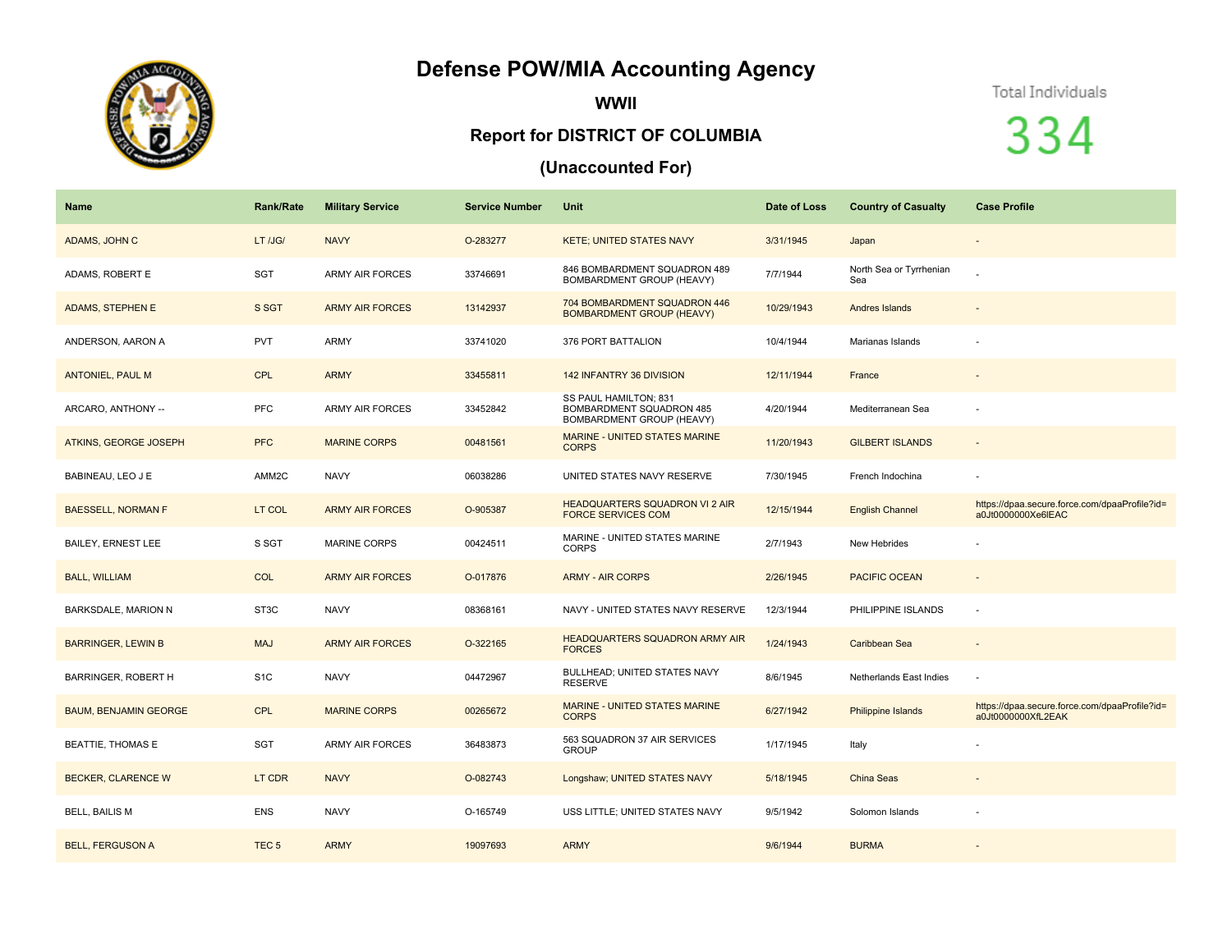# Defense POW/MIA Accounting Agency

## WWII

## Report for DISTRICT OF COLUMBIA

## (Unaccounted For)

Total Individuals

334

| Name | Rank/Rate | Military Service | Service Number | Unit | Date of Loss | Country of Casualty | Case Profile |
|---|---|---|---|---|---|---|---|
| ADAMS, JOHN C | LT /JG/ | NAVY | O-283277 | KETE; UNITED STATES NAVY | 3/31/1945 | Japan | - |
| ADAMS, ROBERT E | SGT | ARMY AIR FORCES | 33746691 | 846 BOMBARDMENT SQUADRON 489 BOMBARDMENT GROUP (HEAVY) | 7/7/1944 | North Sea or Tyrrhenian Sea | - |
| ADAMS, STEPHEN E | S SGT | ARMY AIR FORCES | 13142937 | 704 BOMBARDMENT SQUADRON 446 BOMBARDMENT GROUP (HEAVY) | 10/29/1943 | Andres Islands | - |
| ANDERSON, AARON A | PVT | ARMY | 33741020 | 376 PORT BATTALION | 10/4/1944 | Marianas Islands | - |
| ANTONIEL, PAUL M | CPL | ARMY | 33455811 | 142 INFANTRY 36 DIVISION | 12/11/1944 | France | - |
| ARCARO, ANTHONY -- | PFC | ARMY AIR FORCES | 33452842 | SS PAUL HAMILTON; 831 BOMBARDMENT SQUADRON 485 BOMBARDMENT GROUP (HEAVY) | 4/20/1944 | Mediterranean Sea | - |
| ATKINS, GEORGE JOSEPH | PFC | MARINE CORPS | 00481561 | MARINE - UNITED STATES MARINE CORPS | 11/20/1943 | GILBERT ISLANDS | - |
| BABINEAU, LEO J E | AMM2C | NAVY | 06038286 | UNITED STATES NAVY RESERVE | 7/30/1945 | French Indochina | - |
| BAESSELL, NORMAN F | LT COL | ARMY AIR FORCES | O-905387 | HEADQUARTERS SQUADRON VI 2 AIR FORCE SERVICES COM | 12/15/1944 | English Channel | https://dpaa.secure.force.com/dpaaProfile?id=a0Jt0000000Xe6lEAC |
| BAILEY, ERNEST LEE | S SGT | MARINE CORPS | 00424511 | MARINE - UNITED STATES MARINE CORPS | 2/7/1943 | New Hebrides | - |
| BALL, WILLIAM | COL | ARMY AIR FORCES | O-017876 | ARMY - AIR CORPS | 2/26/1945 | PACIFIC OCEAN | - |
| BARKSDALE, MARION N | ST3C | NAVY | 08368161 | NAVY - UNITED STATES NAVY RESERVE | 12/3/1944 | PHILIPPINE ISLANDS | - |
| BARRINGER, LEWIN B | MAJ | ARMY AIR FORCES | O-322165 | HEADQUARTERS SQUADRON ARMY AIR FORCES | 1/24/1943 | Caribbean Sea | - |
| BARRINGER, ROBERT H | S1C | NAVY | 04472967 | BULLHEAD; UNITED STATES NAVY RESERVE | 8/6/1945 | Netherlands East Indies | - |
| BAUM, BENJAMIN GEORGE | CPL | MARINE CORPS | 00265672 | MARINE - UNITED STATES MARINE CORPS | 6/27/1942 | Philippine Islands | https://dpaa.secure.force.com/dpaaProfile?id=a0Jt0000000XfL2EAK |
| BEATTIE, THOMAS E | SGT | ARMY AIR FORCES | 36483873 | 563 SQUADRON 37 AIR SERVICES GROUP | 1/17/1945 | Italy | - |
| BECKER, CLARENCE W | LT CDR | NAVY | O-082743 | Longshaw; UNITED STATES NAVY | 5/18/1945 | China Seas | - |
| BELL, BAILIS M | ENS | NAVY | O-165749 | USS LITTLE; UNITED STATES NAVY | 9/5/1942 | Solomon Islands | - |
| BELL, FERGUSON A | TEC 5 | ARMY | 19097693 | ARMY | 9/6/1944 | BURMA | - |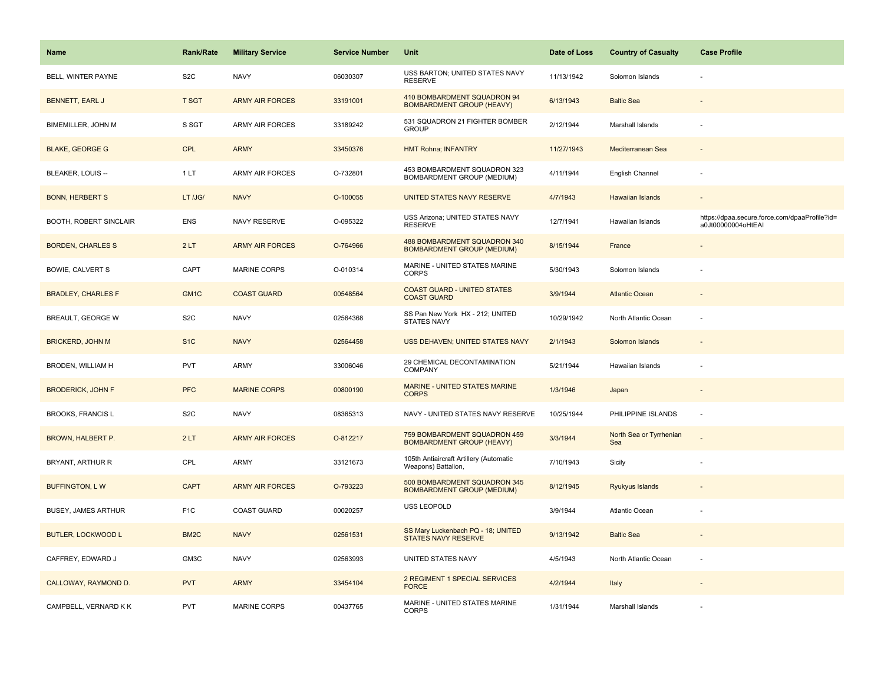| Name | Rank/Rate | Military Service | Service Number | Unit | Date of Loss | Country of Casualty | Case Profile |
|---|---|---|---|---|---|---|---|
| BELL, WINTER PAYNE | S2C | NAVY | 06030307 | USS BARTON; UNITED STATES NAVY RESERVE | 11/13/1942 | Solomon Islands | - |
| BENNETT, EARL J | T SGT | ARMY AIR FORCES | 33191001 | 410 BOMBARDMENT SQUADRON 94 BOMBARDMENT GROUP (HEAVY) | 6/13/1943 | Baltic Sea | - |
| BIMEMILLER, JOHN M | S SGT | ARMY AIR FORCES | 33189242 | 531 SQUADRON 21 FIGHTER BOMBER GROUP | 2/12/1944 | Marshall Islands | - |
| BLAKE, GEORGE G | CPL | ARMY | 33450376 | HMT Rohna; INFANTRY | 11/27/1943 | Mediterranean Sea | - |
| BLEAKER, LOUIS -- | 1 LT | ARMY AIR FORCES | O-732801 | 453 BOMBARDMENT SQUADRON 323 BOMBARDMENT GROUP (MEDIUM) | 4/11/1944 | English Channel | - |
| BONN, HERBERT S | LT /JG/ | NAVY | O-100055 | UNITED STATES NAVY RESERVE | 4/7/1943 | Hawaiian Islands | - |
| BOOTH, ROBERT SINCLAIR | ENS | NAVY RESERVE | O-095322 | USS Arizona; UNITED STATES NAVY RESERVE | 12/7/1941 | Hawaiian Islands | https://dpaa.secure.force.com/dpaaProfile?id=a0Jt00000004oHtEAI |
| BORDEN, CHARLES S | 2 LT | ARMY AIR FORCES | O-764966 | 488 BOMBARDMENT SQUADRON 340 BOMBARDMENT GROUP (MEDIUM) | 8/15/1944 | France | - |
| BOWIE, CALVERT S | CAPT | MARINE CORPS | O-010314 | MARINE - UNITED STATES MARINE CORPS | 5/30/1943 | Solomon Islands | - |
| BRADLEY, CHARLES F | GM1C | COAST GUARD | 00548564 | COAST GUARD - UNITED STATES COAST GUARD | 3/9/1944 | Atlantic Ocean | - |
| BREAULT, GEORGE W | S2C | NAVY | 02564368 | SS Pan New York HX - 212; UNITED STATES NAVY | 10/29/1942 | North Atlantic Ocean | - |
| BRICKERD, JOHN M | S1C | NAVY | 02564458 | USS DEHAVEN; UNITED STATES NAVY | 2/1/1943 | Solomon Islands | - |
| BRODEN, WILLIAM H | PVT | ARMY | 33006046 | 29 CHEMICAL DECONTAMINATION COMPANY | 5/21/1944 | Hawaiian Islands | - |
| BRODERICK, JOHN F | PFC | MARINE CORPS | 00800190 | MARINE - UNITED STATES MARINE CORPS | 1/3/1946 | Japan | - |
| BROOKS, FRANCIS L | S2C | NAVY | 08365313 | NAVY - UNITED STATES NAVY RESERVE | 10/25/1944 | PHILIPPINE ISLANDS | - |
| BROWN, HALBERT P. | 2 LT | ARMY AIR FORCES | O-812217 | 759 BOMBARDMENT SQUADRON 459 BOMBARDMENT GROUP (HEAVY) | 3/3/1944 | North Sea or Tyrrhenian Sea | - |
| BRYANT, ARTHUR R | CPL | ARMY | 33121673 | 105th Antiaircraft Artillery (Automatic Weapons) Battalion, | 7/10/1943 | Sicily | - |
| BUFFINGTON, L W | CAPT | ARMY AIR FORCES | O-793223 | 500 BOMBARDMENT SQUADRON 345 BOMBARDMENT GROUP (MEDIUM) | 8/12/1945 | Ryukyus Islands | - |
| BUSEY, JAMES ARTHUR | F1C | COAST GUARD | 00020257 | USS LEOPOLD | 3/9/1944 | Atlantic Ocean | - |
| BUTLER, LOCKWOOD L | BM2C | NAVY | 02561531 | SS Mary Luckenbach PQ - 18; UNITED STATES NAVY RESERVE | 9/13/1942 | Baltic Sea | - |
| CAFFREY, EDWARD J | GM3C | NAVY | 02563993 | UNITED STATES NAVY | 4/5/1943 | North Atlantic Ocean | - |
| CALLOWAY, RAYMOND D. | PVT | ARMY | 33454104 | 2 REGIMENT 1 SPECIAL SERVICES FORCE | 4/2/1944 | Italy | - |
| CAMPBELL, VERNARD K K | PVT | MARINE CORPS | 00437765 | MARINE - UNITED STATES MARINE CORPS | 1/31/1944 | Marshall Islands | - |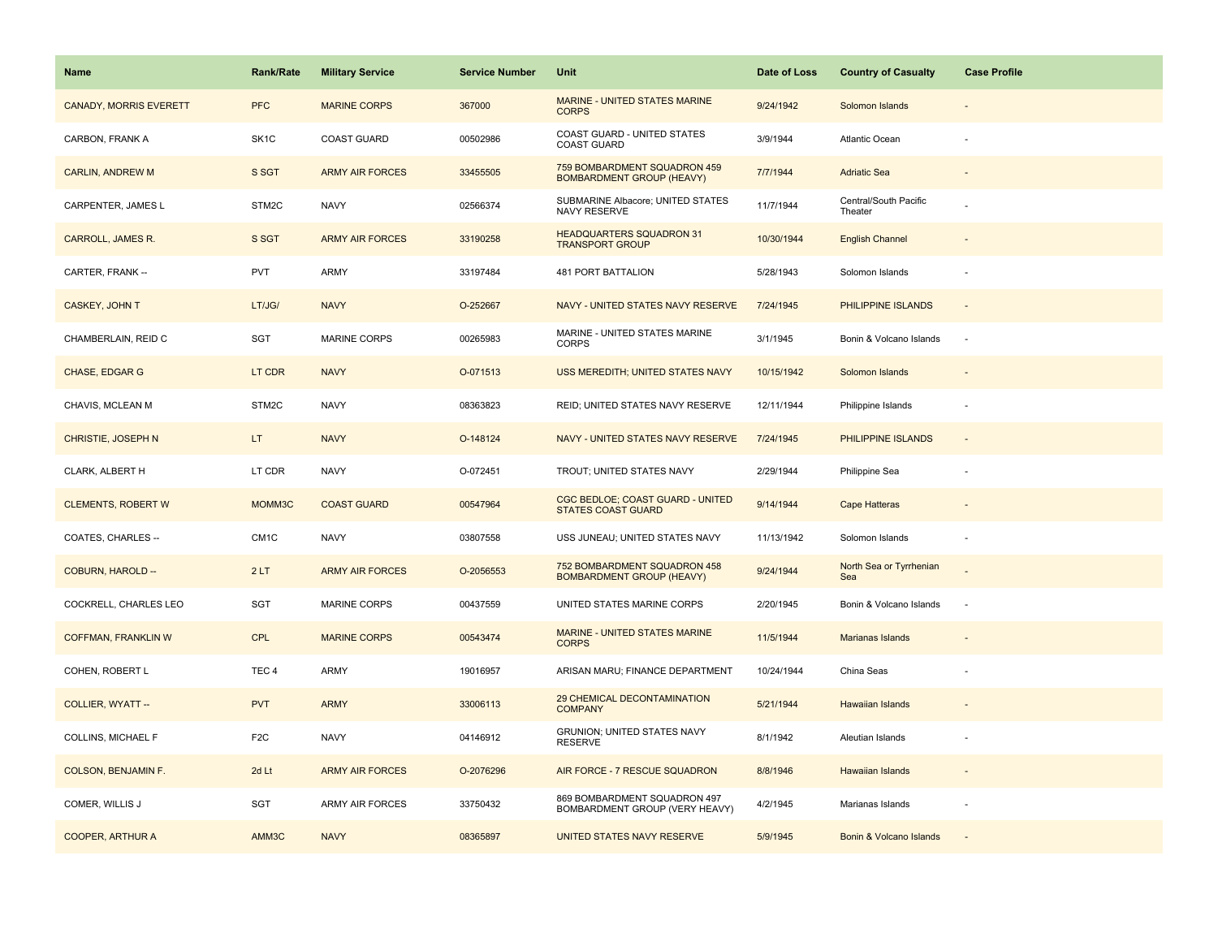| Name | Rank/Rate | Military Service | Service Number | Unit | Date of Loss | Country of Casualty | Case Profile |
|---|---|---|---|---|---|---|---|
| CANADY, MORRIS EVERETT | PFC | MARINE CORPS | 367000 | MARINE - UNITED STATES MARINE CORPS | 9/24/1942 | Solomon Islands | - |
| CARBON, FRANK A | SK1C | COAST GUARD | 00502986 | COAST GUARD - UNITED STATES COAST GUARD | 3/9/1944 | Atlantic Ocean | - |
| CARLIN, ANDREW M | S SGT | ARMY AIR FORCES | 33455505 | 759 BOMBARDMENT SQUADRON 459 BOMBARDMENT GROUP (HEAVY) | 7/7/1944 | Adriatic Sea | - |
| CARPENTER, JAMES L | STM2C | NAVY | 02566374 | SUBMARINE Albacore; UNITED STATES NAVY RESERVE | 11/7/1944 | Central/South Pacific Theater | - |
| CARROLL, JAMES R. | S SGT | ARMY AIR FORCES | 33190258 | HEADQUARTERS SQUADRON 31 TRANSPORT GROUP | 10/30/1944 | English Channel | - |
| CARTER, FRANK -- | PVT | ARMY | 33197484 | 481 PORT BATTALION | 5/28/1943 | Solomon Islands | - |
| CASKEY, JOHN T | LT/JG/ | NAVY | O-252667 | NAVY - UNITED STATES NAVY RESERVE | 7/24/1945 | PHILIPPINE ISLANDS | - |
| CHAMBERLAIN, REID C | SGT | MARINE CORPS | 00265983 | MARINE - UNITED STATES MARINE CORPS | 3/1/1945 | Bonin & Volcano Islands | - |
| CHASE, EDGAR G | LT CDR | NAVY | O-071513 | USS MEREDITH; UNITED STATES NAVY | 10/15/1942 | Solomon Islands | - |
| CHAVIS, MCLEAN M | STM2C | NAVY | 08363823 | REID; UNITED STATES NAVY RESERVE | 12/11/1944 | Philippine Islands | - |
| CHRISTIE, JOSEPH N | LT | NAVY | O-148124 | NAVY - UNITED STATES NAVY RESERVE | 7/24/1945 | PHILIPPINE ISLANDS | - |
| CLARK, ALBERT H | LT CDR | NAVY | O-072451 | TROUT; UNITED STATES NAVY | 2/29/1944 | Philippine Sea | - |
| CLEMENTS, ROBERT W | MOMM3C | COAST GUARD | 00547964 | CGC BEDLOE; COAST GUARD - UNITED STATES COAST GUARD | 9/14/1944 | Cape Hatteras | - |
| COATES, CHARLES -- | CM1C | NAVY | 03807558 | USS JUNEAU; UNITED STATES NAVY | 11/13/1942 | Solomon Islands | - |
| COBURN, HAROLD -- | 2 LT | ARMY AIR FORCES | O-2056553 | 752 BOMBARDMENT SQUADRON 458 BOMBARDMENT GROUP (HEAVY) | 9/24/1944 | North Sea or Tyrrhenian Sea | - |
| COCKRELL, CHARLES LEO | SGT | MARINE CORPS | 00437559 | UNITED STATES MARINE CORPS | 2/20/1945 | Bonin & Volcano Islands | - |
| COFFMAN, FRANKLIN W | CPL | MARINE CORPS | 00543474 | MARINE - UNITED STATES MARINE CORPS | 11/5/1944 | Marianas Islands | - |
| COHEN, ROBERT L | TEC 4 | ARMY | 19016957 | ARISAN MARU; FINANCE DEPARTMENT | 10/24/1944 | China Seas | - |
| COLLIER, WYATT -- | PVT | ARMY | 33006113 | 29 CHEMICAL DECONTAMINATION COMPANY | 5/21/1944 | Hawaiian Islands | - |
| COLLINS, MICHAEL F | F2C | NAVY | 04146912 | GRUNION; UNITED STATES NAVY RESERVE | 8/1/1942 | Aleutian Islands | - |
| COLSON, BENJAMIN F. | 2d Lt | ARMY AIR FORCES | O-2076296 | AIR FORCE - 7 RESCUE SQUADRON | 8/8/1946 | Hawaiian Islands | - |
| COMER, WILLIS J | SGT | ARMY AIR FORCES | 33750432 | 869 BOMBARDMENT SQUADRON 497 BOMBARDMENT GROUP (VERY HEAVY) | 4/2/1945 | Marianas Islands | - |
| COOPER, ARTHUR A | AMM3C | NAVY | 08365897 | UNITED STATES NAVY RESERVE | 5/9/1945 | Bonin & Volcano Islands | - |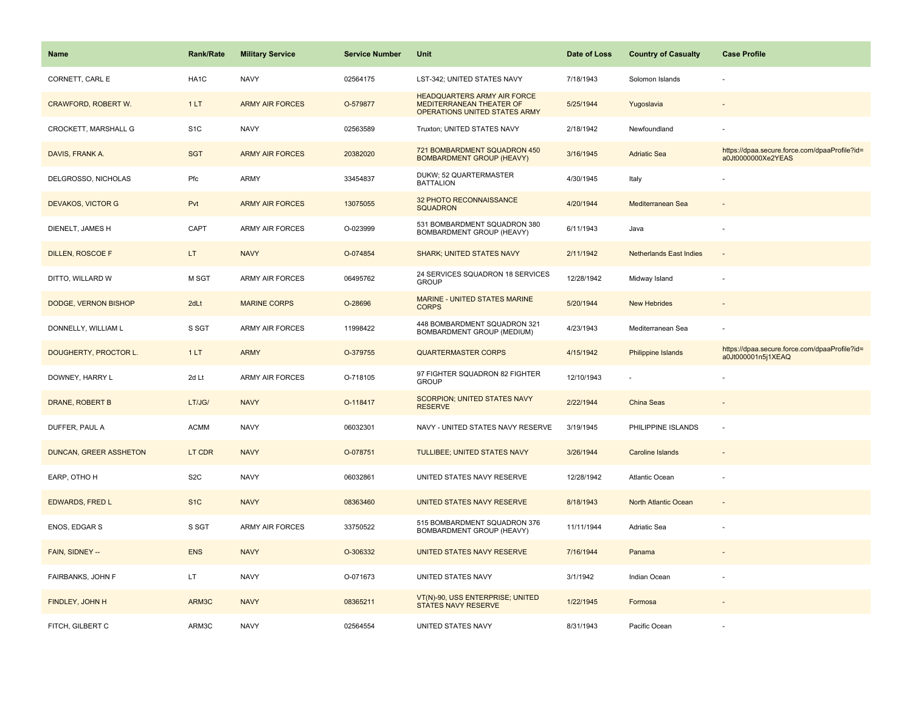| Name | Rank/Rate | Military Service | Service Number | Unit | Date of Loss | Country of Casualty | Case Profile |
|---|---|---|---|---|---|---|---|
| CORNETT, CARL E | HA1C | NAVY | 02564175 | LST-342; UNITED STATES NAVY | 7/18/1943 | Solomon Islands | - |
| CRAWFORD, ROBERT W. | 1 LT | ARMY AIR FORCES | O-579877 | HEADQUARTERS ARMY AIR FORCE MEDITERRANEAN THEATER OF OPERATIONS UNITED STATES ARMY | 5/25/1944 | Yugoslavia | - |
| CROCKETT, MARSHALL G | S1C | NAVY | 02563589 | Truxton; UNITED STATES NAVY | 2/18/1942 | Newfoundland | - |
| DAVIS, FRANK A. | SGT | ARMY AIR FORCES | 20382020 | 721 BOMBARDMENT SQUADRON 450 BOMBARDMENT GROUP (HEAVY) | 3/16/1945 | Adriatic Sea | https://dpaa.secure.force.com/dpaaProfile?id=a0Jt0000000Xe2YEAS |
| DELGROSSO, NICHOLAS | Pfc | ARMY | 33454837 | DUKW; 52 QUARTERMASTER BATTALION | 4/30/1945 | Italy | - |
| DEVAKOS, VICTOR G | Pvt | ARMY AIR FORCES | 13075055 | 32 PHOTO RECONNAISSANCE SQUADRON | 4/20/1944 | Mediterranean Sea | - |
| DIENELT, JAMES H | CAPT | ARMY AIR FORCES | O-023999 | 531 BOMBARDMENT SQUADRON 380 BOMBARDMENT GROUP (HEAVY) | 6/11/1943 | Java | - |
| DILLEN, ROSCOE F | LT | NAVY | O-074854 | SHARK; UNITED STATES NAVY | 2/11/1942 | Netherlands East Indies | - |
| DITTO, WILLARD W | M SGT | ARMY AIR FORCES | 06495762 | 24 SERVICES SQUADRON 18 SERVICES GROUP | 12/28/1942 | Midway Island | - |
| DODGE, VERNON BISHOP | 2dLt | MARINE CORPS | O-28696 | MARINE - UNITED STATES MARINE CORPS | 5/20/1944 | New Hebrides | - |
| DONNELLY, WILLIAM L | S SGT | ARMY AIR FORCES | 11998422 | 448 BOMBARDMENT SQUADRON 321 BOMBARDMENT GROUP (MEDIUM) | 4/23/1943 | Mediterranean Sea | - |
| DOUGHERTY, PROCTOR L. | 1 LT | ARMY | O-379755 | QUARTERMASTER CORPS | 4/15/1942 | Philippine Islands | https://dpaa.secure.force.com/dpaaProfile?id=a0Jt000001n5j1XEAQ |
| DOWNEY, HARRY L | 2d Lt | ARMY AIR FORCES | O-718105 | 97 FIGHTER SQUADRON 82 FIGHTER GROUP | 12/10/1943 | - | - |
| DRANE, ROBERT B | LT/JG/ | NAVY | O-118417 | SCORPION; UNITED STATES NAVY RESERVE | 2/22/1944 | China Seas | - |
| DUFFER, PAUL A | ACMM | NAVY | 06032301 | NAVY - UNITED STATES NAVY RESERVE | 3/19/1945 | PHILIPPINE ISLANDS | - |
| DUNCAN, GREER ASSHETON | LT CDR | NAVY | O-078751 | TULLIBEE; UNITED STATES NAVY | 3/26/1944 | Caroline Islands | - |
| EARP, OTHO H | S2C | NAVY | 06032861 | UNITED STATES NAVY RESERVE | 12/28/1942 | Atlantic Ocean | - |
| EDWARDS, FRED L | S1C | NAVY | 08363460 | UNITED STATES NAVY RESERVE | 8/18/1943 | North Atlantic Ocean | - |
| ENOS, EDGAR S | S SGT | ARMY AIR FORCES | 33750522 | 515 BOMBARDMENT SQUADRON 376 BOMBARDMENT GROUP (HEAVY) | 11/11/1944 | Adriatic Sea | - |
| FAIN, SIDNEY -- | ENS | NAVY | O-306332 | UNITED STATES NAVY RESERVE | 7/16/1944 | Panama | - |
| FAIRBANKS, JOHN F | LT | NAVY | O-071673 | UNITED STATES NAVY | 3/1/1942 | Indian Ocean | - |
| FINDLEY, JOHN H | ARM3C | NAVY | 08365211 | VT(N)-90, USS ENTERPRISE; UNITED STATES NAVY RESERVE | 1/22/1945 | Formosa | - |
| FITCH, GILBERT C | ARM3C | NAVY | 02564554 | UNITED STATES NAVY | 8/31/1943 | Pacific Ocean | - |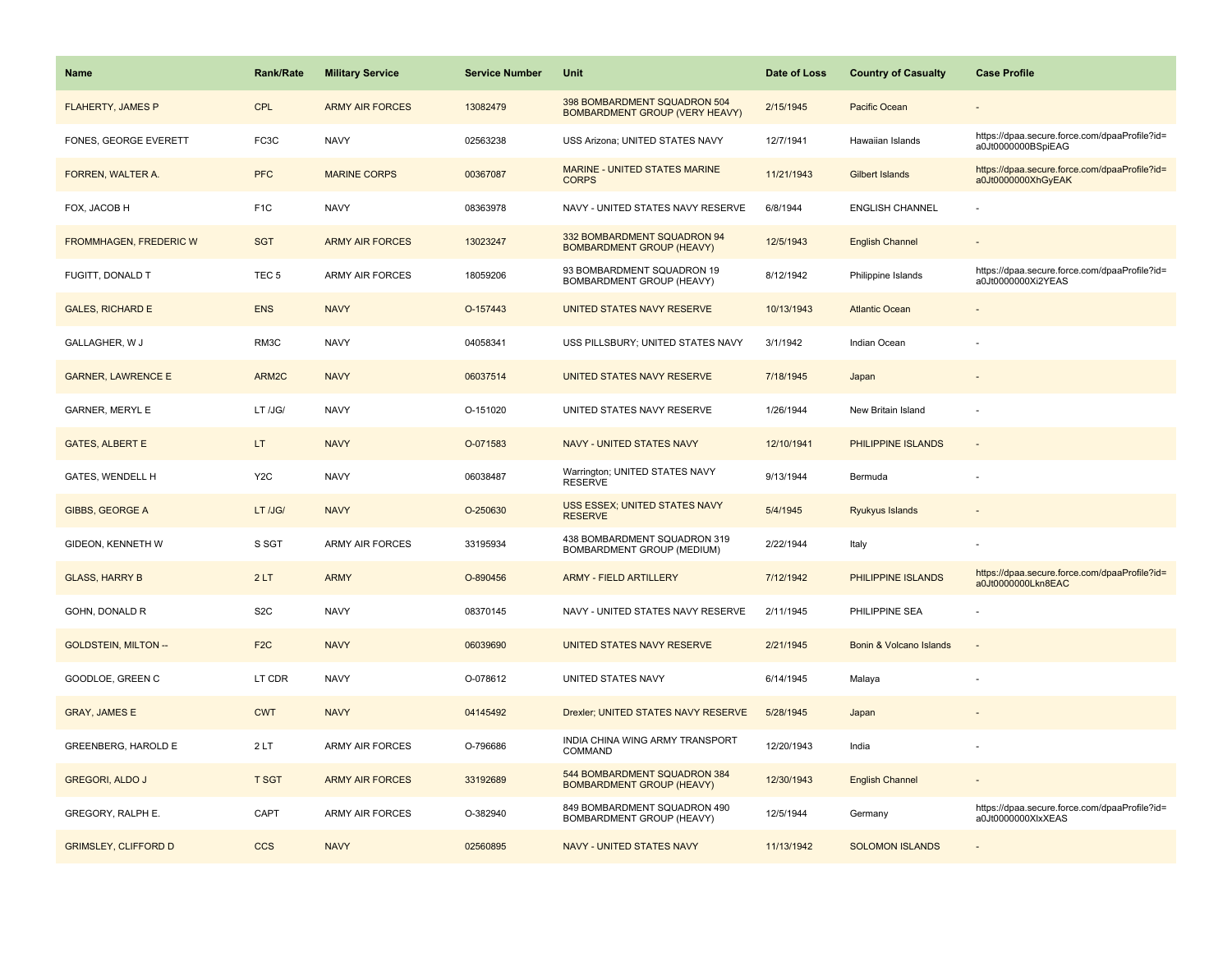| Name | Rank/Rate | Military Service | Service Number | Unit | Date of Loss | Country of Casualty | Case Profile |
| --- | --- | --- | --- | --- | --- | --- | --- |
| FLAHERTY, JAMES P | CPL | ARMY AIR FORCES | 13082479 | 398 BOMBARDMENT SQUADRON 504 BOMBARDMENT GROUP (VERY HEAVY) | 2/15/1945 | Pacific Ocean | - |
| FONES, GEORGE EVERETT | FC3C | NAVY | 02563238 | USS Arizona; UNITED STATES NAVY | 12/7/1941 | Hawaiian Islands | https://dpaa.secure.force.com/dpaaProfile?id=a0Jt0000000BSpiEAG |
| FORREN, WALTER A. | PFC | MARINE CORPS | 00367087 | MARINE - UNITED STATES MARINE CORPS | 11/21/1943 | Gilbert Islands | https://dpaa.secure.force.com/dpaaProfile?id=a0Jt0000000XhGyEAK |
| FOX, JACOB H | F1C | NAVY | 08363978 | NAVY - UNITED STATES NAVY RESERVE | 6/8/1944 | ENGLISH CHANNEL | - |
| FROMMHAGEN, FREDERIC W | SGT | ARMY AIR FORCES | 13023247 | 332 BOMBARDMENT SQUADRON 94 BOMBARDMENT GROUP (HEAVY) | 12/5/1943 | English Channel | - |
| FUGITT, DONALD T | TEC 5 | ARMY AIR FORCES | 18059206 | 93 BOMBARDMENT SQUADRON 19 BOMBARDMENT GROUP (HEAVY) | 8/12/1942 | Philippine Islands | https://dpaa.secure.force.com/dpaaProfile?id=a0Jt0000000Xi2YEAS |
| GALES, RICHARD E | ENS | NAVY | O-157443 | UNITED STATES NAVY RESERVE | 10/13/1943 | Atlantic Ocean | - |
| GALLAGHER, W J | RM3C | NAVY | 04058341 | USS PILLSBURY; UNITED STATES NAVY | 3/1/1942 | Indian Ocean | - |
| GARNER, LAWRENCE E | ARM2C | NAVY | 06037514 | UNITED STATES NAVY RESERVE | 7/18/1945 | Japan | - |
| GARNER, MERYL E | LT /JG/ | NAVY | O-151020 | UNITED STATES NAVY RESERVE | 1/26/1944 | New Britain Island | - |
| GATES, ALBERT E | LT | NAVY | O-071583 | NAVY - UNITED STATES NAVY | 12/10/1941 | PHILIPPINE ISLANDS | - |
| GATES, WENDELL H | Y2C | NAVY | 06038487 | Warrington; UNITED STATES NAVY RESERVE | 9/13/1944 | Bermuda | - |
| GIBBS, GEORGE A | LT /JG/ | NAVY | O-250630 | USS ESSEX; UNITED STATES NAVY RESERVE | 5/4/1945 | Ryukyus Islands | - |
| GIDEON, KENNETH W | S SGT | ARMY AIR FORCES | 33195934 | 438 BOMBARDMENT SQUADRON 319 BOMBARDMENT GROUP (MEDIUM) | 2/22/1944 | Italy | - |
| GLASS, HARRY B | 2 LT | ARMY | O-890456 | ARMY - FIELD ARTILLERY | 7/12/1942 | PHILIPPINE ISLANDS | https://dpaa.secure.force.com/dpaaProfile?id=a0Jt0000000Lkn8EAC |
| GOHN, DONALD R | S2C | NAVY | 08370145 | NAVY - UNITED STATES NAVY RESERVE | 2/11/1945 | PHILIPPINE SEA | - |
| GOLDSTEIN, MILTON -- | F2C | NAVY | 06039690 | UNITED STATES NAVY RESERVE | 2/21/1945 | Bonin & Volcano Islands | - |
| GOODLOE, GREEN C | LT CDR | NAVY | O-078612 | UNITED STATES NAVY | 6/14/1945 | Malaya | - |
| GRAY, JAMES E | CWT | NAVY | 04145492 | Drexler; UNITED STATES NAVY RESERVE | 5/28/1945 | Japan | - |
| GREENBERG, HAROLD E | 2 LT | ARMY AIR FORCES | O-796686 | INDIA CHINA WING ARMY TRANSPORT COMMAND | 12/20/1943 | India | - |
| GREGORI, ALDO J | T SGT | ARMY AIR FORCES | 33192689 | 544 BOMBARDMENT SQUADRON 384 BOMBARDMENT GROUP (HEAVY) | 12/30/1943 | English Channel | - |
| GREGORY, RALPH E. | CAPT | ARMY AIR FORCES | O-382940 | 849 BOMBARDMENT SQUADRON 490 BOMBARDMENT GROUP (HEAVY) | 12/5/1944 | Germany | https://dpaa.secure.force.com/dpaaProfile?id=a0Jt0000000XlxXEAS |
| GRIMSLEY, CLIFFORD D | CCS | NAVY | 02560895 | NAVY - UNITED STATES NAVY | 11/13/1942 | SOLOMON ISLANDS | - |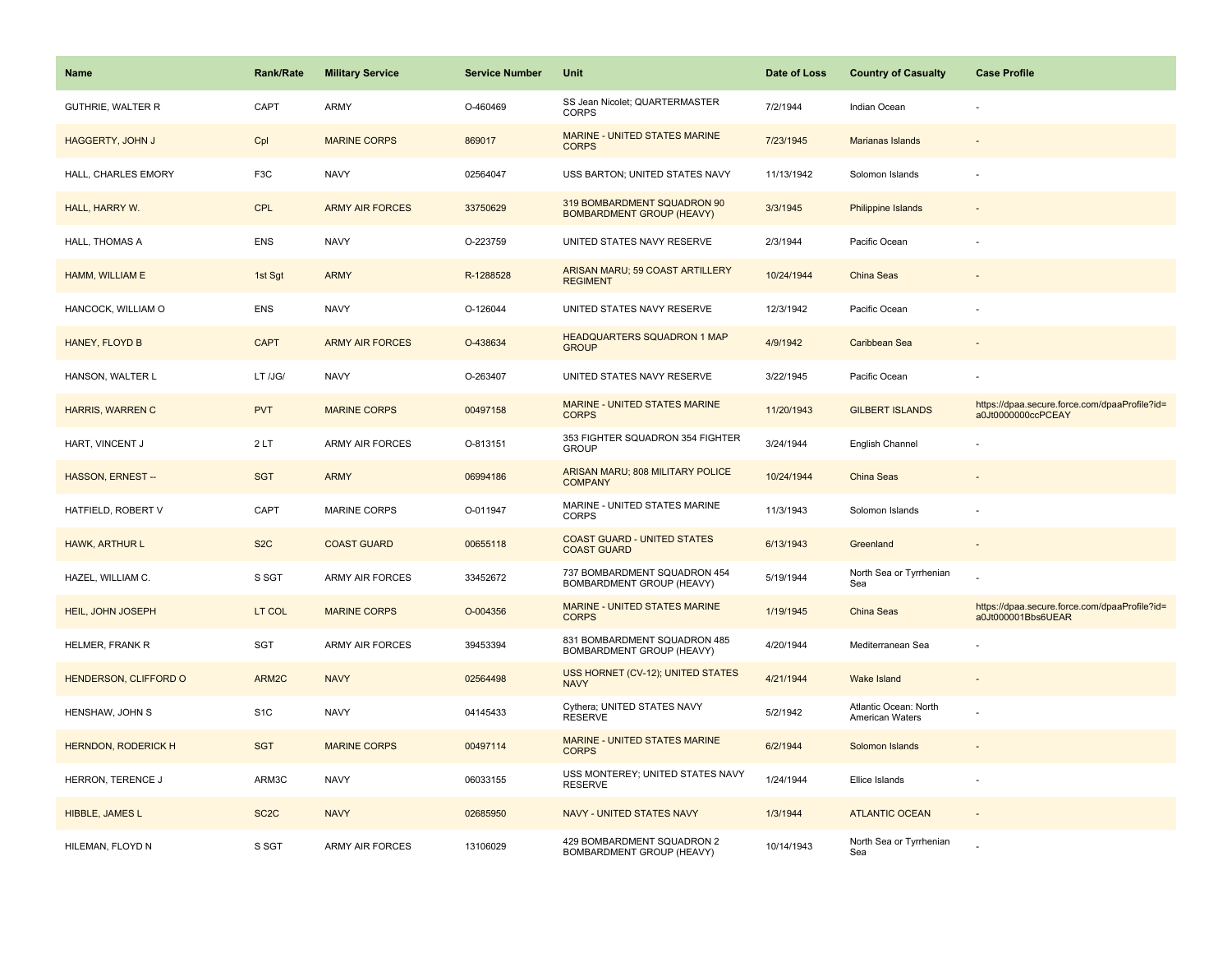| Name | Rank/Rate | Military Service | Service Number | Unit | Date of Loss | Country of Casualty | Case Profile |
|---|---|---|---|---|---|---|---|
| GUTHRIE, WALTER R | CAPT | ARMY | O-460469 | SS Jean Nicolet; QUARTERMASTER CORPS | 7/2/1944 | Indian Ocean | - |
| HAGGERTY, JOHN J | Cpl | MARINE CORPS | 869017 | MARINE - UNITED STATES MARINE CORPS | 7/23/1945 | Marianas Islands | - |
| HALL, CHARLES EMORY | F3C | NAVY | 02564047 | USS BARTON; UNITED STATES NAVY | 11/13/1942 | Solomon Islands | - |
| HALL, HARRY W. | CPL | ARMY AIR FORCES | 33750629 | 319 BOMBARDMENT SQUADRON 90 BOMBARDMENT GROUP (HEAVY) | 3/3/1945 | Philippine Islands | - |
| HALL, THOMAS A | ENS | NAVY | O-223759 | UNITED STATES NAVY RESERVE | 2/3/1944 | Pacific Ocean | - |
| HAMM, WILLIAM E | 1st Sgt | ARMY | R-1288528 | ARISAN MARU; 59 COAST ARTILLERY REGIMENT | 10/24/1944 | China Seas | - |
| HANCOCK, WILLIAM O | ENS | NAVY | O-126044 | UNITED STATES NAVY RESERVE | 12/3/1942 | Pacific Ocean | - |
| HANEY, FLOYD B | CAPT | ARMY AIR FORCES | O-438634 | HEADQUARTERS SQUADRON 1 MAP GROUP | 4/9/1942 | Caribbean Sea | - |
| HANSON, WALTER L | LT /JG/ | NAVY | O-263407 | UNITED STATES NAVY RESERVE | 3/22/1945 | Pacific Ocean | - |
| HARRIS, WARREN C | PVT | MARINE CORPS | 00497158 | MARINE - UNITED STATES MARINE CORPS | 11/20/1943 | GILBERT ISLANDS | https://dpaa.secure.force.com/dpaaProfile?id=a0Jt0000000ccPCEAY |
| HART, VINCENT J | 2 LT | ARMY AIR FORCES | O-813151 | 353 FIGHTER SQUADRON 354 FIGHTER GROUP | 3/24/1944 | English Channel | - |
| HASSON, ERNEST -- | SGT | ARMY | 06994186 | ARISAN MARU; 808 MILITARY POLICE COMPANY | 10/24/1944 | China Seas | - |
| HATFIELD, ROBERT V | CAPT | MARINE CORPS | O-011947 | MARINE - UNITED STATES MARINE CORPS | 11/3/1943 | Solomon Islands | - |
| HAWK, ARTHUR L | S2C | COAST GUARD | 00655118 | COAST GUARD - UNITED STATES COAST GUARD | 6/13/1943 | Greenland | - |
| HAZEL, WILLIAM C. | S SGT | ARMY AIR FORCES | 33452672 | 737 BOMBARDMENT SQUADRON 454 BOMBARDMENT GROUP (HEAVY) | 5/19/1944 | North Sea or Tyrrhenian Sea | - |
| HEIL, JOHN JOSEPH | LT COL | MARINE CORPS | O-004356 | MARINE - UNITED STATES MARINE CORPS | 1/19/1945 | China Seas | https://dpaa.secure.force.com/dpaaProfile?id=a0Jt000001Bbs6UEAR |
| HELMER, FRANK R | SGT | ARMY AIR FORCES | 39453394 | 831 BOMBARDMENT SQUADRON 485 BOMBARDMENT GROUP (HEAVY) | 4/20/1944 | Mediterranean Sea | - |
| HENDERSON, CLIFFORD O | ARM2C | NAVY | 02564498 | USS HORNET (CV-12); UNITED STATES NAVY | 4/21/1944 | Wake Island | - |
| HENSHAW, JOHN S | S1C | NAVY | 04145433 | Cythera; UNITED STATES NAVY RESERVE | 5/2/1942 | Atlantic Ocean: North American Waters | - |
| HERNDON, RODERICK H | SGT | MARINE CORPS | 00497114 | MARINE - UNITED STATES MARINE CORPS | 6/2/1944 | Solomon Islands | - |
| HERRON, TERENCE J | ARM3C | NAVY | 06033155 | USS MONTEREY; UNITED STATES NAVY RESERVE | 1/24/1944 | Ellice Islands | - |
| HIBBLE, JAMES L | SC2C | NAVY | 02685950 | NAVY - UNITED STATES NAVY | 1/3/1944 | ATLANTIC OCEAN | - |
| HILEMAN, FLOYD N | S SGT | ARMY AIR FORCES | 13106029 | 429 BOMBARDMENT SQUADRON 2 BOMBARDMENT GROUP (HEAVY) | 10/14/1943 | North Sea or Tyrrhenian Sea | - |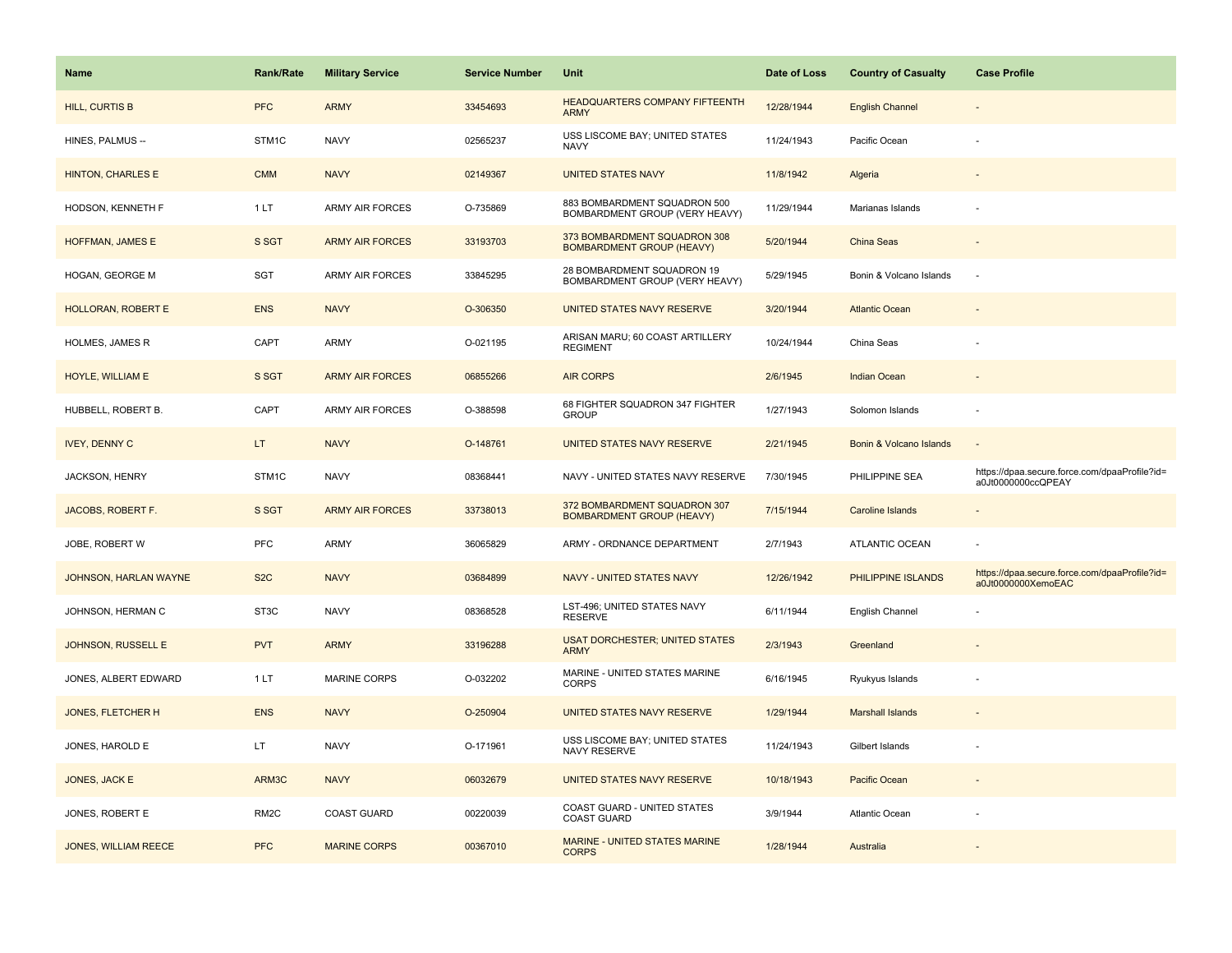| Name | Rank/Rate | Military Service | Service Number | Unit | Date of Loss | Country of Casualty | Case Profile |
|---|---|---|---|---|---|---|---|
| HILL, CURTIS B | PFC | ARMY | 33454693 | HEADQUARTERS COMPANY FIFTEENTH ARMY | 12/28/1944 | English Channel | - |
| HINES, PALMUS -- | STM1C | NAVY | 02565237 | USS LISCOME BAY; UNITED STATES NAVY | 11/24/1943 | Pacific Ocean | - |
| HINTON, CHARLES E | CMM | NAVY | 02149367 | UNITED STATES NAVY | 11/8/1942 | Algeria | - |
| HODSON, KENNETH F | 1 LT | ARMY AIR FORCES | O-735869 | 883 BOMBARDMENT SQUADRON 500 BOMBARDMENT GROUP (VERY HEAVY) | 11/29/1944 | Marianas Islands | - |
| HOFFMAN, JAMES E | S SGT | ARMY AIR FORCES | 33193703 | 373 BOMBARDMENT SQUADRON 308 BOMBARDMENT GROUP (HEAVY) | 5/20/1944 | China Seas | - |
| HOGAN, GEORGE M | SGT | ARMY AIR FORCES | 33845295 | 28 BOMBARDMENT SQUADRON 19 BOMBARDMENT GROUP (VERY HEAVY) | 5/29/1945 | Bonin & Volcano Islands | - |
| HOLLORAN, ROBERT E | ENS | NAVY | O-306350 | UNITED STATES NAVY RESERVE | 3/20/1944 | Atlantic Ocean | - |
| HOLMES, JAMES R | CAPT | ARMY | O-021195 | ARISAN MARU; 60 COAST ARTILLERY REGIMENT | 10/24/1944 | China Seas | - |
| HOYLE, WILLIAM E | S SGT | ARMY AIR FORCES | 06855266 | AIR CORPS | 2/6/1945 | Indian Ocean | - |
| HUBBELL, ROBERT B. | CAPT | ARMY AIR FORCES | O-388598 | 68 FIGHTER SQUADRON 347 FIGHTER GROUP | 1/27/1943 | Solomon Islands | - |
| IVEY, DENNY C | LT | NAVY | O-148761 | UNITED STATES NAVY RESERVE | 2/21/1945 | Bonin & Volcano Islands | - |
| JACKSON, HENRY | STM1C | NAVY | 08368441 | NAVY - UNITED STATES NAVY RESERVE | 7/30/1945 | PHILIPPINE SEA | https://dpaa.secure.force.com/dpaaProfile?id=a0Jt0000000ccQPEAY |
| JACOBS, ROBERT F. | S SGT | ARMY AIR FORCES | 33738013 | 372 BOMBARDMENT SQUADRON 307 BOMBARDMENT GROUP (HEAVY) | 7/15/1944 | Caroline Islands | - |
| JOBE, ROBERT W | PFC | ARMY | 36065829 | ARMY - ORDNANCE DEPARTMENT | 2/7/1943 | ATLANTIC OCEAN | - |
| JOHNSON, HARLAN WAYNE | S2C | NAVY | 03684899 | NAVY - UNITED STATES NAVY | 12/26/1942 | PHILIPPINE ISLANDS | https://dpaa.secure.force.com/dpaaProfile?id=a0Jt0000000XemoEAC |
| JOHNSON, HERMAN C | ST3C | NAVY | 08368528 | LST-496; UNITED STATES NAVY RESERVE | 6/11/1944 | English Channel | - |
| JOHNSON, RUSSELL E | PVT | ARMY | 33196288 | USAT DORCHESTER; UNITED STATES ARMY | 2/3/1943 | Greenland | - |
| JONES, ALBERT EDWARD | 1 LT | MARINE CORPS | O-032202 | MARINE - UNITED STATES MARINE CORPS | 6/16/1945 | Ryukyus Islands | - |
| JONES, FLETCHER H | ENS | NAVY | O-250904 | UNITED STATES NAVY RESERVE | 1/29/1944 | Marshall Islands | - |
| JONES, HAROLD E | LT | NAVY | O-171961 | USS LISCOME BAY; UNITED STATES NAVY RESERVE | 11/24/1943 | Gilbert Islands | - |
| JONES, JACK E | ARM3C | NAVY | 06032679 | UNITED STATES NAVY RESERVE | 10/18/1943 | Pacific Ocean | - |
| JONES, ROBERT E | RM2C | COAST GUARD | 00220039 | COAST GUARD - UNITED STATES COAST GUARD | 3/9/1944 | Atlantic Ocean | - |
| JONES, WILLIAM REECE | PFC | MARINE CORPS | 00367010 | MARINE - UNITED STATES MARINE CORPS | 1/28/1944 | Australia | - |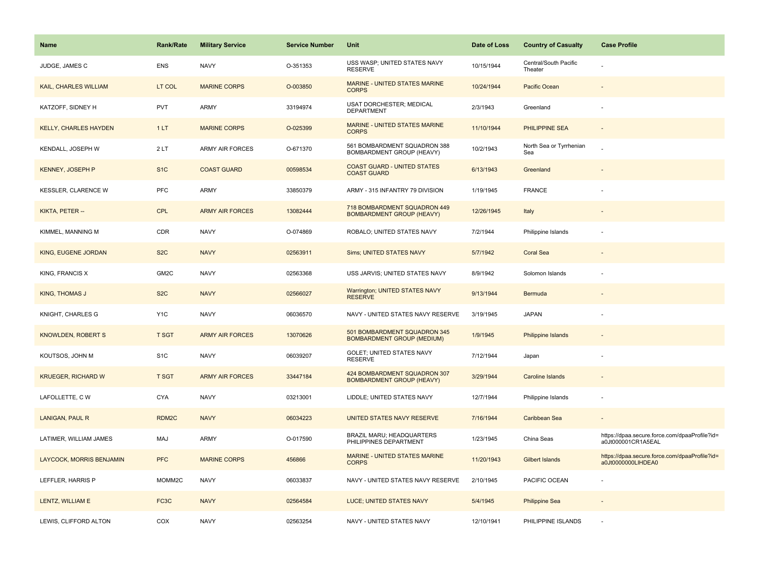| Name | Rank/Rate | Military Service | Service Number | Unit | Date of Loss | Country of Casualty | Case Profile |
|---|---|---|---|---|---|---|---|
| JUDGE, JAMES C | ENS | NAVY | O-351353 | USS WASP; UNITED STATES NAVY RESERVE | 10/15/1944 | Central/South Pacific Theater | - |
| KAIL, CHARLES WILLIAM | LT COL | MARINE CORPS | O-003850 | MARINE - UNITED STATES MARINE CORPS | 10/24/1944 | Pacific Ocean | - |
| KATZOFF, SIDNEY H | PVT | ARMY | 33194974 | USAT DORCHESTER; MEDICAL DEPARTMENT | 2/3/1943 | Greenland | - |
| KELLY, CHARLES HAYDEN | 1 LT | MARINE CORPS | O-025399 | MARINE - UNITED STATES MARINE CORPS | 11/10/1944 | PHILIPPINE SEA | - |
| KENDALL, JOSEPH W | 2 LT | ARMY AIR FORCES | O-671370 | 561 BOMBARDMENT SQUADRON 388 BOMBARDMENT GROUP (HEAVY) | 10/2/1943 | North Sea or Tyrrhenian Sea | - |
| KENNEY, JOSEPH P | S1C | COAST GUARD | 00598534 | COAST GUARD - UNITED STATES COAST GUARD | 6/13/1943 | Greenland | - |
| KESSLER, CLARENCE W | PFC | ARMY | 33850379 | ARMY - 315 INFANTRY 79 DIVISION | 1/19/1945 | FRANCE | - |
| KIKTA, PETER -- | CPL | ARMY AIR FORCES | 13082444 | 718 BOMBARDMENT SQUADRON 449 BOMBARDMENT GROUP (HEAVY) | 12/26/1945 | Italy | - |
| KIMMEL, MANNING M | CDR | NAVY | O-074869 | ROBALO; UNITED STATES NAVY | 7/2/1944 | Philippine Islands | - |
| KING, EUGENE JORDAN | S2C | NAVY | 02563911 | Sims; UNITED STATES NAVY | 5/7/1942 | Coral Sea | - |
| KING, FRANCIS X | GM2C | NAVY | 02563368 | USS JARVIS; UNITED STATES NAVY | 8/9/1942 | Solomon Islands | - |
| KING, THOMAS J | S2C | NAVY | 02566027 | Warrington; UNITED STATES NAVY RESERVE | 9/13/1944 | Bermuda | - |
| KNIGHT, CHARLES G | Y1C | NAVY | 06036570 | NAVY - UNITED STATES NAVY RESERVE | 3/19/1945 | JAPAN | - |
| KNOWLDEN, ROBERT S | T SGT | ARMY AIR FORCES | 13070626 | 501 BOMBARDMENT SQUADRON 345 BOMBARDMENT GROUP (MEDIUM) | 1/9/1945 | Philippine Islands | - |
| KOUTSOS, JOHN M | S1C | NAVY | 06039207 | GOLET; UNITED STATES NAVY RESERVE | 7/12/1944 | Japan | - |
| KRUEGER, RICHARD W | T SGT | ARMY AIR FORCES | 33447184 | 424 BOMBARDMENT SQUADRON 307 BOMBARDMENT GROUP (HEAVY) | 3/29/1944 | Caroline Islands | - |
| LAFOLLETTE, C W | CYA | NAVY | 03213001 | LIDDLE; UNITED STATES NAVY | 12/7/1944 | Philippine Islands | - |
| LANIGAN, PAUL R | RDM2C | NAVY | 06034223 | UNITED STATES NAVY RESERVE | 7/16/1944 | Caribbean Sea | - |
| LATIMER, WILLIAM JAMES | MAJ | ARMY | O-017590 | BRAZIL MARU; HEADQUARTERS PHILIPPINES DEPARTMENT | 1/23/1945 | China Seas | https://dpaa.secure.force.com/dpaaProfile?id=a0Jt000001CR1A5EAL |
| LAYCOCK, MORRIS BENJAMIN | PFC | MARINE CORPS | 456866 | MARINE - UNITED STATES MARINE CORPS | 11/20/1943 | Gilbert Islands | https://dpaa.secure.force.com/dpaaProfile?id=a0Jt0000000LlHDEA0 |
| LEFFLER, HARRIS P | MOMM2C | NAVY | 06033837 | NAVY - UNITED STATES NAVY RESERVE | 2/10/1945 | PACIFIC OCEAN | - |
| LENTZ, WILLIAM E | FC3C | NAVY | 02564584 | LUCE; UNITED STATES NAVY | 5/4/1945 | Philippine Sea | - |
| LEWIS, CLIFFORD ALTON | COX | NAVY | 02563254 | NAVY - UNITED STATES NAVY | 12/10/1941 | PHILIPPINE ISLANDS | - |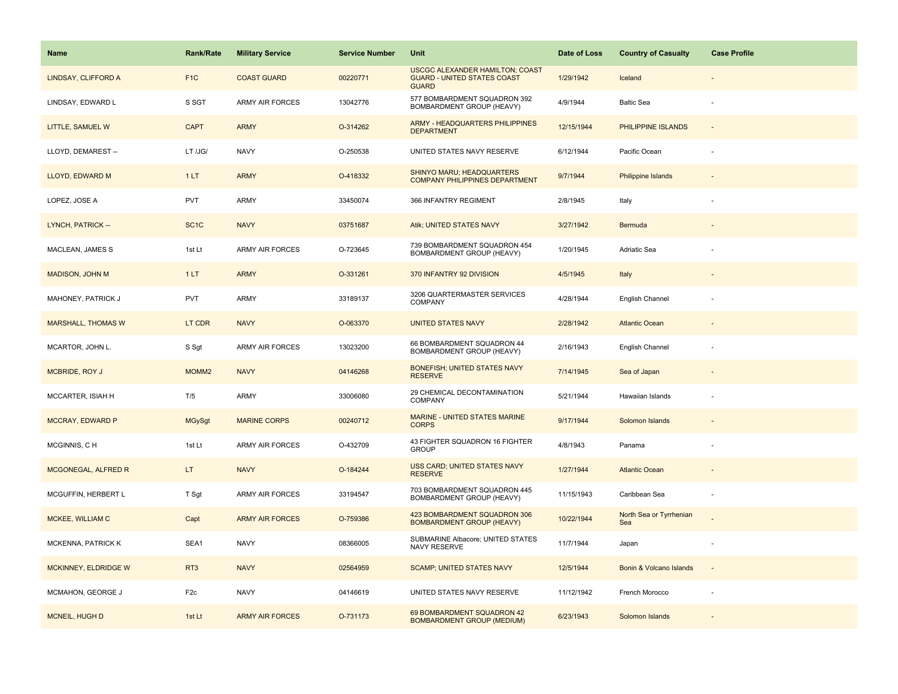| Name | Rank/Rate | Military Service | Service Number | Unit | Date of Loss | Country of Casualty | Case Profile |
| --- | --- | --- | --- | --- | --- | --- | --- |
| LINDSAY, CLIFFORD A | F1C | COAST GUARD | 00220771 | USCGC ALEXANDER HAMILTON; COAST GUARD - UNITED STATES COAST GUARD | 1/29/1942 | Iceland | - |
| LINDSAY, EDWARD L | S SGT | ARMY AIR FORCES | 13042776 | 577 BOMBARDMENT SQUADRON 392 BOMBARDMENT GROUP (HEAVY) | 4/9/1944 | Baltic Sea | - |
| LITTLE, SAMUEL W | CAPT | ARMY | O-314262 | ARMY - HEADQUARTERS PHILIPPINES DEPARTMENT | 12/15/1944 | PHILIPPINE ISLANDS | - |
| LLOYD, DEMAREST -- | LT /JG/ | NAVY | O-250538 | UNITED STATES NAVY RESERVE | 6/12/1944 | Pacific Ocean | - |
| LLOYD, EDWARD M | 1 LT | ARMY | O-418332 | SHINYO MARU; HEADQUARTERS COMPANY PHILIPPINES DEPARTMENT | 9/7/1944 | Philippine Islands | - |
| LOPEZ, JOSE A | PVT | ARMY | 33450074 | 366 INFANTRY REGIMENT | 2/8/1945 | Italy | - |
| LYNCH, PATRICK -- | SC1C | NAVY | 03751687 | Atik; UNITED STATES NAVY | 3/27/1942 | Bermuda | - |
| MACLEAN, JAMES S | 1st Lt | ARMY AIR FORCES | O-723645 | 739 BOMBARDMENT SQUADRON 454 BOMBARDMENT GROUP (HEAVY) | 1/20/1945 | Adriatic Sea | - |
| MADISON, JOHN M | 1 LT | ARMY | O-331261 | 370 INFANTRY 92 DIVISION | 4/5/1945 | Italy | - |
| MAHONEY, PATRICK J | PVT | ARMY | 33189137 | 3206 QUARTERMASTER SERVICES COMPANY | 4/28/1944 | English Channel | - |
| MARSHALL, THOMAS W | LT CDR | NAVY | O-063370 | UNITED STATES NAVY | 2/28/1942 | Atlantic Ocean | - |
| MCARTOR, JOHN L. | S Sgt | ARMY AIR FORCES | 13023200 | 66 BOMBARDMENT SQUADRON 44 BOMBARDMENT GROUP (HEAVY) | 2/16/1943 | English Channel | - |
| MCBRIDE, ROY J | MOMM2 | NAVY | 04146268 | BONEFISH; UNITED STATES NAVY RESERVE | 7/14/1945 | Sea of Japan | - |
| MCCARTER, ISIAH H | T/5 | ARMY | 33006080 | 29 CHEMICAL DECONTAMINATION COMPANY | 5/21/1944 | Hawaiian Islands | - |
| MCCRAY, EDWARD P | MGySgt | MARINE CORPS | 00240712 | MARINE - UNITED STATES MARINE CORPS | 9/17/1944 | Solomon Islands | - |
| MCGINNIS, C H | 1st Lt | ARMY AIR FORCES | O-432709 | 43 FIGHTER SQUADRON 16 FIGHTER GROUP | 4/8/1943 | Panama | - |
| MCGONEGAL, ALFRED R | LT | NAVY | O-184244 | USS CARD; UNITED STATES NAVY RESERVE | 1/27/1944 | Atlantic Ocean | - |
| MCGUFFIN, HERBERT L | T Sgt | ARMY AIR FORCES | 33194547 | 703 BOMBARDMENT SQUADRON 445 BOMBARDMENT GROUP (HEAVY) | 11/15/1943 | Caribbean Sea | - |
| MCKEE, WILLIAM C | Capt | ARMY AIR FORCES | O-759386 | 423 BOMBARDMENT SQUADRON 306 BOMBARDMENT GROUP (HEAVY) | 10/22/1944 | North Sea or Tyrrhenian Sea | - |
| MCKENNA, PATRICK K | SEA1 | NAVY | 08366005 | SUBMARINE Albacore; UNITED STATES NAVY RESERVE | 11/7/1944 | Japan | - |
| MCKINNEY, ELDRIDGE W | RT3 | NAVY | 02564959 | SCAMP; UNITED STATES NAVY | 12/5/1944 | Bonin & Volcano Islands | - |
| MCMAHON, GEORGE J | F2c | NAVY | 04146619 | UNITED STATES NAVY RESERVE | 11/12/1942 | French Morocco | - |
| MCNEIL, HUGH D | 1st Lt | ARMY AIR FORCES | O-731173 | 69 BOMBARDMENT SQUADRON 42 BOMBARDMENT GROUP (MEDIUM) | 6/23/1943 | Solomon Islands | - |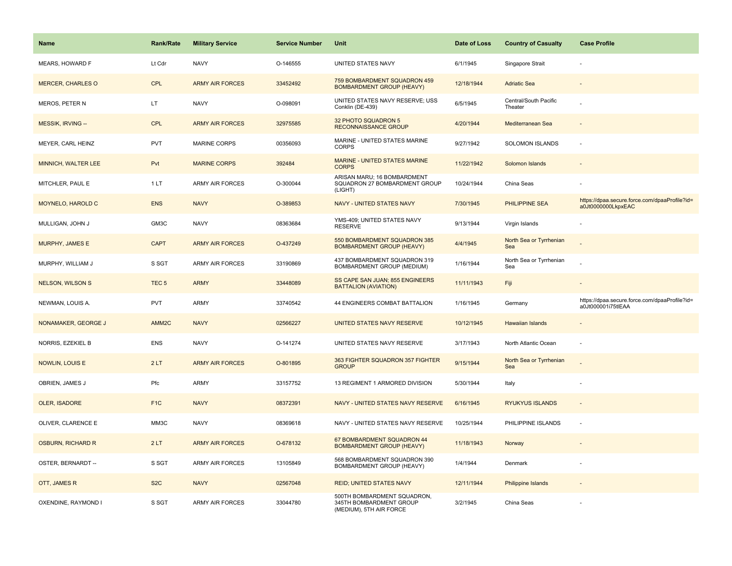| Name | Rank/Rate | Military Service | Service Number | Unit | Date of Loss | Country of Casualty | Case Profile |
|---|---|---|---|---|---|---|---|
| MEARS, HOWARD F | Lt Cdr | NAVY | O-146555 | UNITED STATES NAVY | 6/1/1945 | Singapore Strait | - |
| MERCER, CHARLES O | CPL | ARMY AIR FORCES | 33452492 | 759 BOMBARDMENT SQUADRON 459 BOMBARDMENT GROUP (HEAVY) | 12/18/1944 | Adriatic Sea | - |
| MEROS, PETER N | LT | NAVY | O-098091 | UNITED STATES NAVY RESERVE; USS Conklin (DE-439) | 6/5/1945 | Central/South Pacific Theater | - |
| MESSIK, IRVING -- | CPL | ARMY AIR FORCES | 32975585 | 32 PHOTO SQUADRON 5 RECONNAISSANCE GROUP | 4/20/1944 | Mediterranean Sea | - |
| MEYER, CARL HEINZ | PVT | MARINE CORPS | 00356093 | MARINE - UNITED STATES MARINE CORPS | 9/27/1942 | SOLOMON ISLANDS | - |
| MINNICH, WALTER LEE | Pvt | MARINE CORPS | 392484 | MARINE - UNITED STATES MARINE CORPS | 11/22/1942 | Solomon Islands | - |
| MITCHLER, PAUL E | 1 LT | ARMY AIR FORCES | O-300044 | ARISAN MARU; 16 BOMBARDMENT SQUADRON 27 BOMBARDMENT GROUP (LIGHT) | 10/24/1944 | China Seas | - |
| MOYNELO, HAROLD C | ENS | NAVY | O-389853 | NAVY - UNITED STATES NAVY | 7/30/1945 | PHILIPPINE SEA | https://dpaa.secure.force.com/dpaaProfile?id=a0Jt0000000LkpxEAC |
| MULLIGAN, JOHN J | GM3C | NAVY | 08363684 | YMS-409; UNITED STATES NAVY RESERVE | 9/13/1944 | Virgin Islands | - |
| MURPHY, JAMES E | CAPT | ARMY AIR FORCES | O-437249 | 550 BOMBARDMENT SQUADRON 385 BOMBARDMENT GROUP (HEAVY) | 4/4/1945 | North Sea or Tyrrhenian Sea | - |
| MURPHY, WILLIAM J | S SGT | ARMY AIR FORCES | 33190869 | 437 BOMBARDMENT SQUADRON 319 BOMBARDMENT GROUP (MEDIUM) | 1/16/1944 | North Sea or Tyrrhenian Sea | - |
| NELSON, WILSON S | TEC 5 | ARMY | 33448089 | SS CAPE SAN JUAN; 855 ENGINEERS BATTALION (AVIATION) | 11/11/1943 | Fiji | - |
| NEWMAN, LOUIS A. | PVT | ARMY | 33740542 | 44 ENGINEERS COMBAT BATTALION | 1/16/1945 | Germany | https://dpaa.secure.force.com/dpaaProfile?id=a0Jt000001i75tlEAA |
| NONAMAKER, GEORGE J | AMM2C | NAVY | 02566227 | UNITED STATES NAVY RESERVE | 10/12/1945 | Hawaiian Islands | - |
| NORRIS, EZEKIEL B | ENS | NAVY | O-141274 | UNITED STATES NAVY RESERVE | 3/17/1943 | North Atlantic Ocean | - |
| NOWLIN, LOUIS E | 2 LT | ARMY AIR FORCES | O-801895 | 363 FIGHTER SQUADRON 357 FIGHTER GROUP | 9/15/1944 | North Sea or Tyrrhenian Sea | - |
| OBRIEN, JAMES J | Pfc | ARMY | 33157752 | 13 REGIMENT 1 ARMORED DIVISION | 5/30/1944 | Italy | - |
| OLER, ISADORE | F1C | NAVY | 08372391 | NAVY - UNITED STATES NAVY RESERVE | 6/16/1945 | RYUKYUS ISLANDS | - |
| OLIVER, CLARENCE E | MM3C | NAVY | 08369618 | NAVY - UNITED STATES NAVY RESERVE | 10/25/1944 | PHILIPPINE ISLANDS | - |
| OSBURN, RICHARD R | 2 LT | ARMY AIR FORCES | O-678132 | 67 BOMBARDMENT SQUADRON 44 BOMBARDMENT GROUP (HEAVY) | 11/18/1943 | Norway | - |
| OSTER, BERNARDT -- | S SGT | ARMY AIR FORCES | 13105849 | 568 BOMBARDMENT SQUADRON 390 BOMBARDMENT GROUP (HEAVY) | 1/4/1944 | Denmark | - |
| OTT, JAMES R | S2C | NAVY | 02567048 | REID; UNITED STATES NAVY | 12/11/1944 | Philippine Islands | - |
| OXENDINE, RAYMOND I | S SGT | ARMY AIR FORCES | 33044780 | 500TH BOMBARDMENT SQUADRON, 345TH BOMBARDMENT GROUP (MEDIUM), 5TH AIR FORCE | 3/2/1945 | China Seas | - |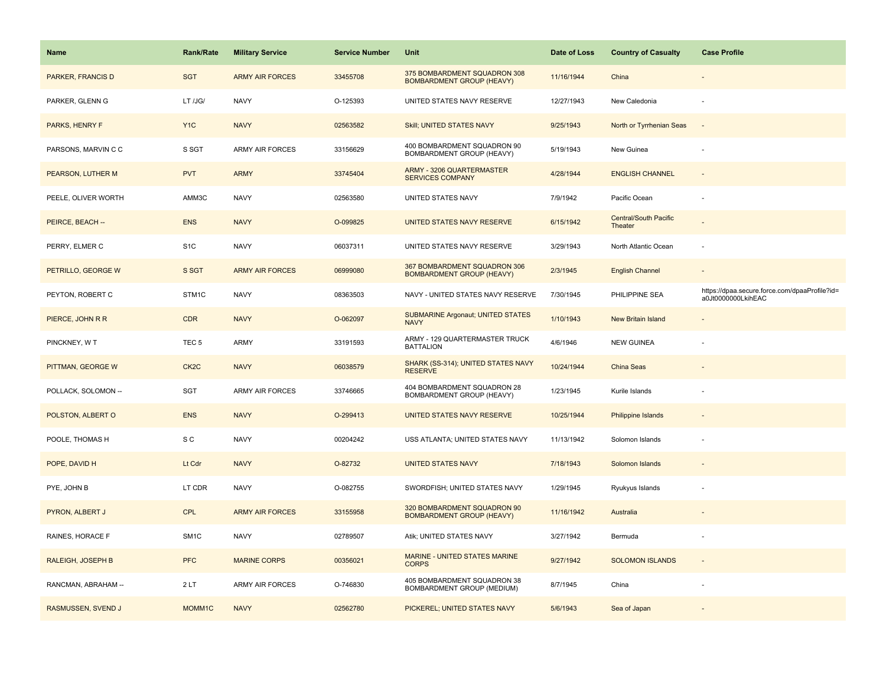| Name | Rank/Rate | Military Service | Service Number | Unit | Date of Loss | Country of Casualty | Case Profile |
| --- | --- | --- | --- | --- | --- | --- | --- |
| PARKER, FRANCIS D | SGT | ARMY AIR FORCES | 33455708 | 375 BOMBARDMENT SQUADRON 308 BOMBARDMENT GROUP (HEAVY) | 11/16/1944 | China | - |
| PARKER, GLENN G | LT /JG/ | NAVY | O-125393 | UNITED STATES NAVY RESERVE | 12/27/1943 | New Caledonia | - |
| PARKS, HENRY F | Y1C | NAVY | 02563582 | Skill; UNITED STATES NAVY | 9/25/1943 | North or Tyrrhenian Seas | - |
| PARSONS, MARVIN C C | S SGT | ARMY AIR FORCES | 33156629 | 400 BOMBARDMENT SQUADRON 90 BOMBARDMENT GROUP (HEAVY) | 5/19/1943 | New Guinea | - |
| PEARSON, LUTHER M | PVT | ARMY | 33745404 | ARMY - 3206 QUARTERMASTER SERVICES COMPANY | 4/28/1944 | ENGLISH CHANNEL | - |
| PEELE, OLIVER WORTH | AMM3C | NAVY | 02563580 | UNITED STATES NAVY | 7/9/1942 | Pacific Ocean | - |
| PEIRCE, BEACH -- | ENS | NAVY | O-099825 | UNITED STATES NAVY RESERVE | 6/15/1942 | Central/South Pacific Theater | - |
| PERRY, ELMER C | S1C | NAVY | 06037311 | UNITED STATES NAVY RESERVE | 3/29/1943 | North Atlantic Ocean | - |
| PETRILLO, GEORGE W | S SGT | ARMY AIR FORCES | 06999080 | 367 BOMBARDMENT SQUADRON 306 BOMBARDMENT GROUP (HEAVY) | 2/3/1945 | English Channel | - |
| PEYTON, ROBERT C | STM1C | NAVY | 08363503 | NAVY - UNITED STATES NAVY RESERVE | 7/30/1945 | PHILIPPINE SEA | https://dpaa.secure.force.com/dpaaProfile?id=a0Jt0000000LkihEAC |
| PIERCE, JOHN R R | CDR | NAVY | O-062097 | SUBMARINE Argonaut; UNITED STATES NAVY | 1/10/1943 | New Britain Island | - |
| PINCKNEY, W T | TEC 5 | ARMY | 33191593 | ARMY - 129 QUARTERMASTER TRUCK BATTALION | 4/6/1946 | NEW GUINEA | - |
| PITTMAN, GEORGE W | CK2C | NAVY | 06038579 | SHARK (SS-314); UNITED STATES NAVY RESERVE | 10/24/1944 | China Seas | - |
| POLLACK, SOLOMON -- | SGT | ARMY AIR FORCES | 33746665 | 404 BOMBARDMENT SQUADRON 28 BOMBARDMENT GROUP (HEAVY) | 1/23/1945 | Kurile Islands | - |
| POLSTON, ALBERT O | ENS | NAVY | O-299413 | UNITED STATES NAVY RESERVE | 10/25/1944 | Philippine Islands | - |
| POOLE, THOMAS H | S C | NAVY | 00204242 | USS ATLANTA; UNITED STATES NAVY | 11/13/1942 | Solomon Islands | - |
| POPE, DAVID H | Lt Cdr | NAVY | O-82732 | UNITED STATES NAVY | 7/18/1943 | Solomon Islands | - |
| PYE, JOHN B | LT CDR | NAVY | O-082755 | SWORDFISH; UNITED STATES NAVY | 1/29/1945 | Ryukyus Islands | - |
| PYRON, ALBERT J | CPL | ARMY AIR FORCES | 33155958 | 320 BOMBARDMENT SQUADRON 90 BOMBARDMENT GROUP (HEAVY) | 11/16/1942 | Australia | - |
| RAINES, HORACE F | SM1C | NAVY | 02789507 | Atik; UNITED STATES NAVY | 3/27/1942 | Bermuda | - |
| RALEIGH, JOSEPH B | PFC | MARINE CORPS | 00356021 | MARINE - UNITED STATES MARINE CORPS | 9/27/1942 | SOLOMON ISLANDS | - |
| RANCMAN, ABRAHAM -- | 2 LT | ARMY AIR FORCES | O-746830 | 405 BOMBARDMENT SQUADRON 38 BOMBARDMENT GROUP (MEDIUM) | 8/7/1945 | China | - |
| RASMUSSEN, SVEND J | MOMM1C | NAVY | 02562780 | PICKEREL; UNITED STATES NAVY | 5/6/1943 | Sea of Japan | - |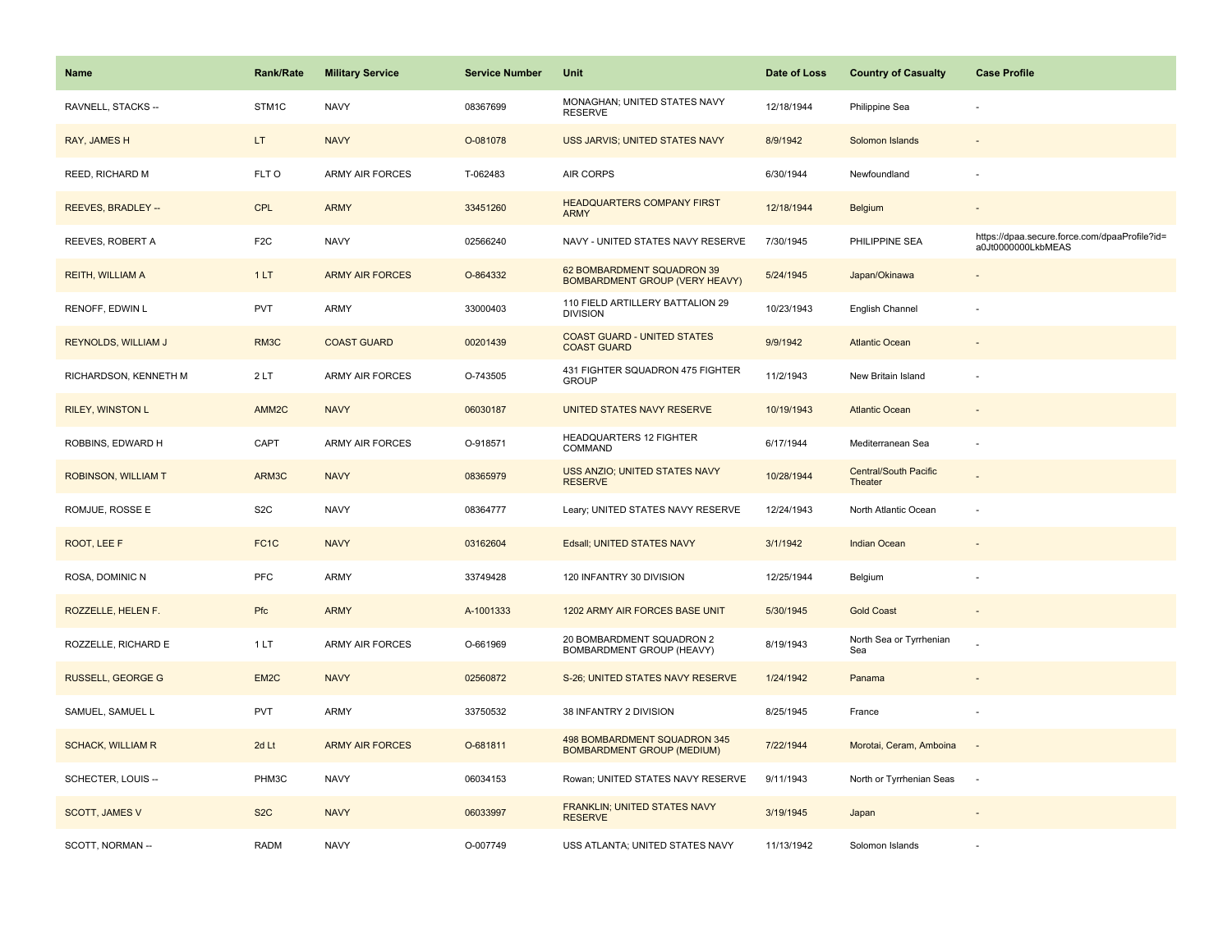| Name | Rank/Rate | Military Service | Service Number | Unit | Date of Loss | Country of Casualty | Case Profile |
| --- | --- | --- | --- | --- | --- | --- | --- |
| RAVNELL, STACKS -- | STM1C | NAVY | 08367699 | MONAGHAN; UNITED STATES NAVY RESERVE | 12/18/1944 | Philippine Sea | - |
| RAY, JAMES H | LT | NAVY | O-081078 | USS JARVIS; UNITED STATES NAVY | 8/9/1942 | Solomon Islands | - |
| REED, RICHARD M | FLT O | ARMY AIR FORCES | T-062483 | AIR CORPS | 6/30/1944 | Newfoundland | - |
| REEVES, BRADLEY -- | CPL | ARMY | 33451260 | HEADQUARTERS COMPANY FIRST ARMY | 12/18/1944 | Belgium | - |
| REEVES, ROBERT A | F2C | NAVY | 02566240 | NAVY - UNITED STATES NAVY RESERVE | 7/30/1945 | PHILIPPINE SEA | https://dpaa.secure.force.com/dpaaProfile?id=a0Jt0000000LkbMEAS |
| REITH, WILLIAM A | 1 LT | ARMY AIR FORCES | O-864332 | 62 BOMBARDMENT SQUADRON 39 BOMBARDMENT GROUP (VERY HEAVY) | 5/24/1945 | Japan/Okinawa | - |
| RENOFF, EDWIN L | PVT | ARMY | 33000403 | 110 FIELD ARTILLERY BATTALION 29 DIVISION | 10/23/1943 | English Channel | - |
| REYNOLDS, WILLIAM J | RM3C | COAST GUARD | 00201439 | COAST GUARD - UNITED STATES COAST GUARD | 9/9/1942 | Atlantic Ocean | - |
| RICHARDSON, KENNETH M | 2 LT | ARMY AIR FORCES | O-743505 | 431 FIGHTER SQUADRON 475 FIGHTER GROUP | 11/2/1943 | New Britain Island | - |
| RILEY, WINSTON L | AMM2C | NAVY | 06030187 | UNITED STATES NAVY RESERVE | 10/19/1943 | Atlantic Ocean | - |
| ROBBINS, EDWARD H | CAPT | ARMY AIR FORCES | O-918571 | HEADQUARTERS 12 FIGHTER COMMAND | 6/17/1944 | Mediterranean Sea | - |
| ROBINSON, WILLIAM T | ARM3C | NAVY | 08365979 | USS ANZIO; UNITED STATES NAVY RESERVE | 10/28/1944 | Central/South Pacific Theater | - |
| ROMJUE, ROSSE E | S2C | NAVY | 08364777 | Leary; UNITED STATES NAVY RESERVE | 12/24/1943 | North Atlantic Ocean | - |
| ROOT, LEE F | FC1C | NAVY | 03162604 | Edsall; UNITED STATES NAVY | 3/1/1942 | Indian Ocean | - |
| ROSA, DOMINIC N | PFC | ARMY | 33749428 | 120 INFANTRY 30 DIVISION | 12/25/1944 | Belgium | - |
| ROZZELLE, HELEN F. | Pfc | ARMY | A-1001333 | 1202 ARMY AIR FORCES BASE UNIT | 5/30/1945 | Gold Coast | - |
| ROZZELLE, RICHARD E | 1 LT | ARMY AIR FORCES | O-661969 | 20 BOMBARDMENT SQUADRON 2 BOMBARDMENT GROUP (HEAVY) | 8/19/1943 | North Sea or Tyrrhenian Sea | - |
| RUSSELL, GEORGE G | EM2C | NAVY | 02560872 | S-26; UNITED STATES NAVY RESERVE | 1/24/1942 | Panama | - |
| SAMUEL, SAMUEL L | PVT | ARMY | 33750532 | 38 INFANTRY 2 DIVISION | 8/25/1945 | France | - |
| SCHACK, WILLIAM R | 2d Lt | ARMY AIR FORCES | O-681811 | 498 BOMBARDMENT SQUADRON 345 BOMBARDMENT GROUP (MEDIUM) | 7/22/1944 | Morotai, Ceram, Amboina | - |
| SCHECTER, LOUIS -- | PHM3C | NAVY | 06034153 | Rowan; UNITED STATES NAVY RESERVE | 9/11/1943 | North or Tyrrhenian Seas | - |
| SCOTT, JAMES V | S2C | NAVY | 06033997 | FRANKLIN; UNITED STATES NAVY RESERVE | 3/19/1945 | Japan | - |
| SCOTT, NORMAN -- | RADM | NAVY | O-007749 | USS ATLANTA; UNITED STATES NAVY | 11/13/1942 | Solomon Islands | - |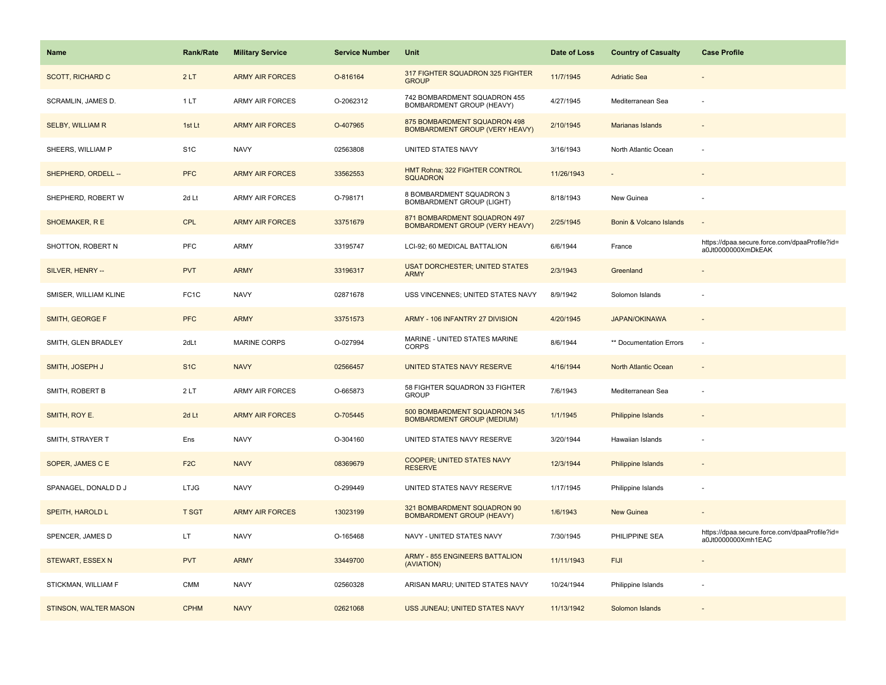| Name | Rank/Rate | Military Service | Service Number | Unit | Date of Loss | Country of Casualty | Case Profile |
| --- | --- | --- | --- | --- | --- | --- | --- |
| SCOTT, RICHARD C | 2 LT | ARMY AIR FORCES | O-816164 | 317 FIGHTER SQUADRON 325 FIGHTER GROUP | 11/7/1945 | Adriatic Sea | - |
| SCRAMLIN, JAMES D. | 1 LT | ARMY AIR FORCES | O-2062312 | 742 BOMBARDMENT SQUADRON 455 BOMBARDMENT GROUP (HEAVY) | 4/27/1945 | Mediterranean Sea | - |
| SELBY, WILLIAM R | 1st Lt | ARMY AIR FORCES | O-407965 | 875 BOMBARDMENT SQUADRON 498 BOMBARDMENT GROUP (VERY HEAVY) | 2/10/1945 | Marianas Islands | - |
| SHEERS, WILLIAM P | S1C | NAVY | 02563808 | UNITED STATES NAVY | 3/16/1943 | North Atlantic Ocean | - |
| SHEPHERD, ORDELL -- | PFC | ARMY AIR FORCES | 33562553 | HMT Rohna; 322 FIGHTER CONTROL SQUADRON | 11/26/1943 | - | - |
| SHEPHERD, ROBERT W | 2d Lt | ARMY AIR FORCES | O-798171 | 8 BOMBARDMENT SQUADRON 3 BOMBARDMENT GROUP (LIGHT) | 8/18/1943 | New Guinea | - |
| SHOEMAKER, R E | CPL | ARMY AIR FORCES | 33751679 | 871 BOMBARDMENT SQUADRON 497 BOMBARDMENT GROUP (VERY HEAVY) | 2/25/1945 | Bonin & Volcano Islands | - |
| SHOTTON, ROBERT N | PFC | ARMY | 33195747 | LCI-92; 60 MEDICAL BATTALION | 6/6/1944 | France | https://dpaa.secure.force.com/dpaaProfile?id=a0Jt0000000XmDkEAK |
| SILVER, HENRY -- | PVT | ARMY | 33196317 | USAT DORCHESTER; UNITED STATES ARMY | 2/3/1943 | Greenland | - |
| SMISER, WILLIAM KLINE | FC1C | NAVY | 02871678 | USS VINCENNES; UNITED STATES NAVY | 8/9/1942 | Solomon Islands | - |
| SMITH, GEORGE F | PFC | ARMY | 33751573 | ARMY - 106 INFANTRY 27 DIVISION | 4/20/1945 | JAPAN/OKINAWA | - |
| SMITH, GLEN BRADLEY | 2dLt | MARINE CORPS | O-027994 | MARINE - UNITED STATES MARINE CORPS | 8/6/1944 | ** Documentation Errors | - |
| SMITH, JOSEPH J | S1C | NAVY | 02566457 | UNITED STATES NAVY RESERVE | 4/16/1944 | North Atlantic Ocean | - |
| SMITH, ROBERT B | 2 LT | ARMY AIR FORCES | O-665873 | 58 FIGHTER SQUADRON 33 FIGHTER GROUP | 7/6/1943 | Mediterranean Sea | - |
| SMITH, ROY E. | 2d Lt | ARMY AIR FORCES | O-705445 | 500 BOMBARDMENT SQUADRON 345 BOMBARDMENT GROUP (MEDIUM) | 1/1/1945 | Philippine Islands | - |
| SMITH, STRAYER T | Ens | NAVY | O-304160 | UNITED STATES NAVY RESERVE | 3/20/1944 | Hawaiian Islands | - |
| SOPER, JAMES C E | F2C | NAVY | 08369679 | COOPER; UNITED STATES NAVY RESERVE | 12/3/1944 | Philippine Islands | - |
| SPANAGEL, DONALD D J | LTJG | NAVY | O-299449 | UNITED STATES NAVY RESERVE | 1/17/1945 | Philippine Islands | - |
| SPEITH, HAROLD L | T SGT | ARMY AIR FORCES | 13023199 | 321 BOMBARDMENT SQUADRON 90 BOMBARDMENT GROUP (HEAVY) | 1/6/1943 | New Guinea | - |
| SPENCER, JAMES D | LT | NAVY | O-165468 | NAVY - UNITED STATES NAVY | 7/30/1945 | PHILIPPINE SEA | https://dpaa.secure.force.com/dpaaProfile?id=a0Jt0000000Xmh1EAC |
| STEWART, ESSEX N | PVT | ARMY | 33449700 | ARMY - 855 ENGINEERS BATTALION (AVIATION) | 11/11/1943 | FIJI | - |
| STICKMAN, WILLIAM F | CMM | NAVY | 02560328 | ARISAN MARU; UNITED STATES NAVY | 10/24/1944 | Philippine Islands | - |
| STINSON, WALTER MASON | CPHM | NAVY | 02621068 | USS JUNEAU; UNITED STATES NAVY | 11/13/1942 | Solomon Islands | - |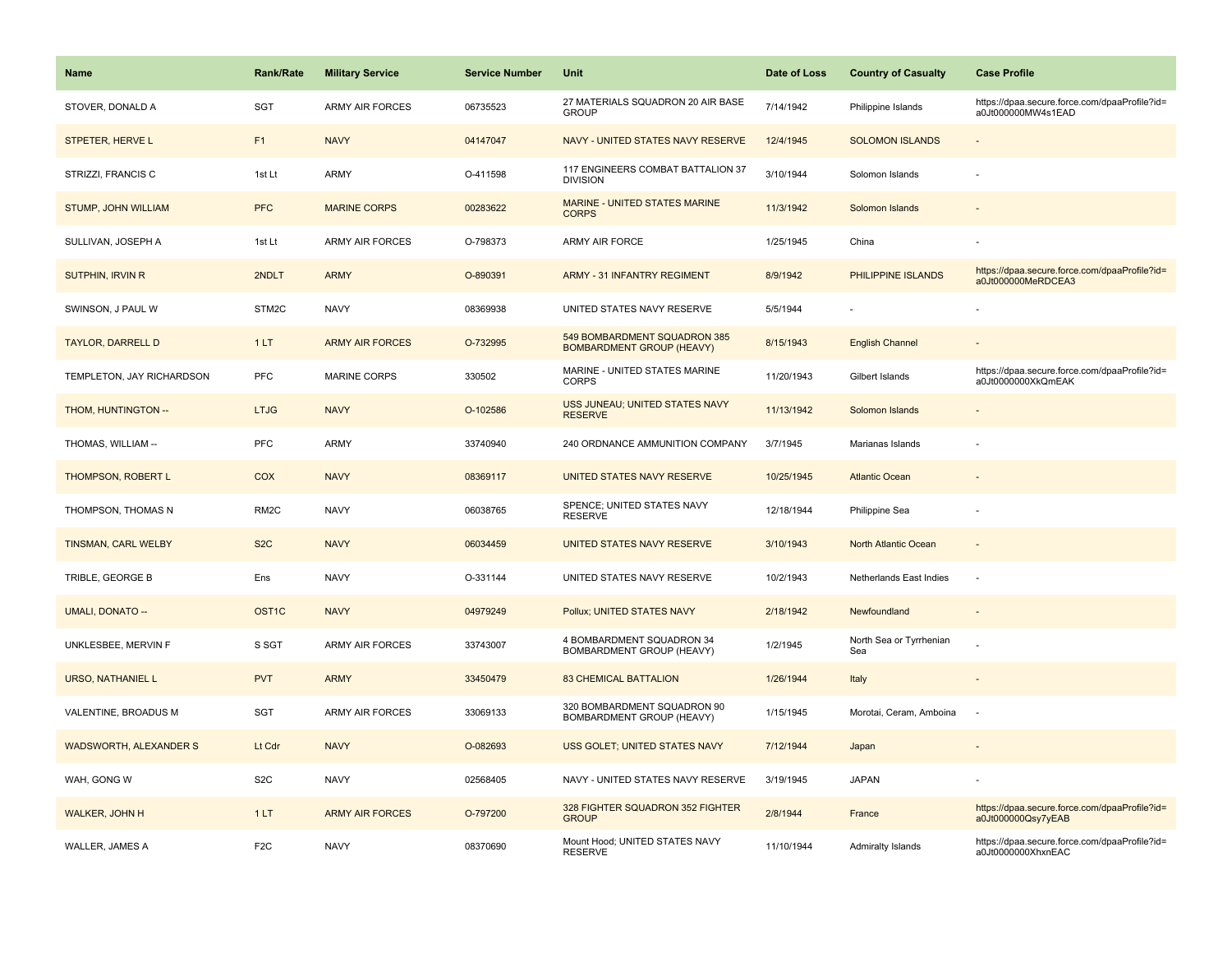| Name | Rank/Rate | Military Service | Service Number | Unit | Date of Loss | Country of Casualty | Case Profile |
| --- | --- | --- | --- | --- | --- | --- | --- |
| STOVER, DONALD A | SGT | ARMY AIR FORCES | 06735523 | 27 MATERIALS SQUADRON 20 AIR BASE GROUP | 7/14/1942 | Philippine Islands | https://dpaa.secure.force.com/dpaaProfile?id=a0Jt000000MW4s1EAD |
| STPETER, HERVE L | F1 | NAVY | 04147047 | NAVY - UNITED STATES NAVY RESERVE | 12/4/1945 | SOLOMON ISLANDS | - |
| STRIZZI, FRANCIS C | 1st Lt | ARMY | O-411598 | 117 ENGINEERS COMBAT BATTALION 37 DIVISION | 3/10/1944 | Solomon Islands | - |
| STUMP, JOHN WILLIAM | PFC | MARINE CORPS | 00283622 | MARINE - UNITED STATES MARINE CORPS | 11/3/1942 | Solomon Islands | - |
| SULLIVAN, JOSEPH A | 1st Lt | ARMY AIR FORCES | O-798373 | ARMY AIR FORCE | 1/25/1945 | China | - |
| SUTPHIN, IRVIN R | 2NDLT | ARMY | O-890391 | ARMY - 31 INFANTRY REGIMENT | 8/9/1942 | PHILIPPINE ISLANDS | https://dpaa.secure.force.com/dpaaProfile?id=a0Jt000000MeRDCEA3 |
| SWINSON, J PAUL W | STM2C | NAVY | 08369938 | UNITED STATES NAVY RESERVE | 5/5/1944 | - | - |
| TAYLOR, DARRELL D | 1 LT | ARMY AIR FORCES | O-732995 | 549 BOMBARDMENT SQUADRON 385 BOMBARDMENT GROUP (HEAVY) | 8/15/1943 | English Channel | - |
| TEMPLETON, JAY RICHARDSON | PFC | MARINE CORPS | 330502 | MARINE - UNITED STATES MARINE CORPS | 11/20/1943 | Gilbert Islands | https://dpaa.secure.force.com/dpaaProfile?id=a0Jt0000000XkQmEAK |
| THOM, HUNTINGTON -- | LTJG | NAVY | O-102586 | USS JUNEAU; UNITED STATES NAVY RESERVE | 11/13/1942 | Solomon Islands | - |
| THOMAS, WILLIAM -- | PFC | ARMY | 33740940 | 240 ORDNANCE AMMUNITION COMPANY | 3/7/1945 | Marianas Islands | - |
| THOMPSON, ROBERT L | COX | NAVY | 08369117 | UNITED STATES NAVY RESERVE | 10/25/1945 | Atlantic Ocean | - |
| THOMPSON, THOMAS N | RM2C | NAVY | 06038765 | SPENCE; UNITED STATES NAVY RESERVE | 12/18/1944 | Philippine Sea | - |
| TINSMAN, CARL WELBY | S2C | NAVY | 06034459 | UNITED STATES NAVY RESERVE | 3/10/1943 | North Atlantic Ocean | - |
| TRIBLE, GEORGE B | Ens | NAVY | O-331144 | UNITED STATES NAVY RESERVE | 10/2/1943 | Netherlands East Indies | - |
| UMALI, DONATO -- | OST1C | NAVY | 04979249 | Pollux; UNITED STATES NAVY | 2/18/1942 | Newfoundland | - |
| UNKLESBEE, MERVIN F | S SGT | ARMY AIR FORCES | 33743007 | 4 BOMBARDMENT SQUADRON 34 BOMBARDMENT GROUP (HEAVY) | 1/2/1945 | North Sea or Tyrrhenian Sea | - |
| URSO, NATHANIEL L | PVT | ARMY | 33450479 | 83 CHEMICAL BATTALION | 1/26/1944 | Italy | - |
| VALENTINE, BROADUS M | SGT | ARMY AIR FORCES | 33069133 | 320 BOMBARDMENT SQUADRON 90 BOMBARDMENT GROUP (HEAVY) | 1/15/1945 | Morotai, Ceram, Amboina | - |
| WADSWORTH, ALEXANDER S | Lt Cdr | NAVY | O-082693 | USS GOLET; UNITED STATES NAVY | 7/12/1944 | Japan | - |
| WAH, GONG W | S2C | NAVY | 02568405 | NAVY - UNITED STATES NAVY RESERVE | 3/19/1945 | JAPAN | - |
| WALKER, JOHN H | 1 LT | ARMY AIR FORCES | O-797200 | 328 FIGHTER SQUADRON 352 FIGHTER GROUP | 2/8/1944 | France | https://dpaa.secure.force.com/dpaaProfile?id=a0Jt000000Qsy7yEAB |
| WALLER, JAMES A | F2C | NAVY | 08370690 | Mount Hood; UNITED STATES NAVY RESERVE | 11/10/1944 | Admiralty Islands | https://dpaa.secure.force.com/dpaaProfile?id=a0Jt0000000XhxnEAC |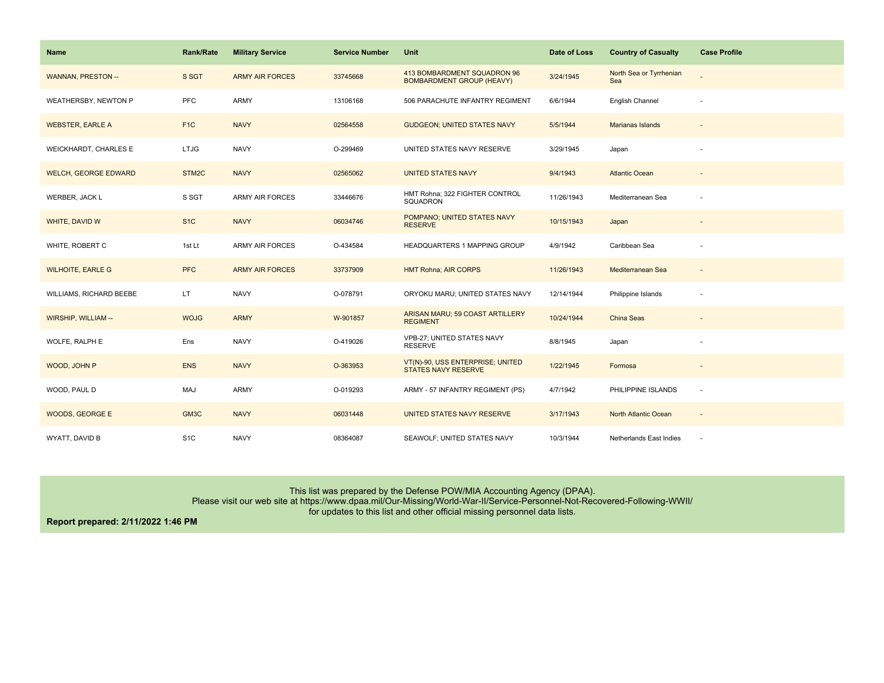| Name | Rank/Rate | Military Service | Service Number | Unit | Date of Loss | Country of Casualty | Case Profile |
|---|---|---|---|---|---|---|---|
| WANNAN, PRESTON -- | S SGT | ARMY AIR FORCES | 33745668 | 413 BOMBARDMENT SQUADRON 96 BOMBARDMENT GROUP (HEAVY) | 3/24/1945 | North Sea or Tyrrhenian Sea | - |
| WEATHERSBY, NEWTON P | PFC | ARMY | 13106168 | 506 PARACHUTE INFANTRY REGIMENT | 6/6/1944 | English Channel | - |
| WEBSTER, EARLE A | F1C | NAVY | 02564558 | GUDGEON; UNITED STATES NAVY | 5/5/1944 | Marianas Islands | - |
| WEICKHARDT, CHARLES E | LTJG | NAVY | O-299469 | UNITED STATES NAVY RESERVE | 3/29/1945 | Japan | - |
| WELCH, GEORGE EDWARD | STM2C | NAVY | 02565062 | UNITED STATES NAVY | 9/4/1943 | Atlantic Ocean | - |
| WERBER, JACK L | S SGT | ARMY AIR FORCES | 33446676 | HMT Rohna; 322 FIGHTER CONTROL SQUADRON | 11/26/1943 | Mediterranean Sea | - |
| WHITE, DAVID W | S1C | NAVY | 06034746 | POMPANO; UNITED STATES NAVY RESERVE | 10/15/1943 | Japan | - |
| WHITE, ROBERT C | 1st Lt | ARMY AIR FORCES | O-434584 | HEADQUARTERS 1 MAPPING GROUP | 4/9/1942 | Caribbean Sea | - |
| WILHOITE, EARLE G | PFC | ARMY AIR FORCES | 33737909 | HMT Rohna; AIR CORPS | 11/26/1943 | Mediterranean Sea | - |
| WILLIAMS, RICHARD BEEBE | LT | NAVY | O-078791 | ORYOKU MARU; UNITED STATES NAVY | 12/14/1944 | Philippine Islands | - |
| WIRSHIP, WILLIAM -- | WOJG | ARMY | W-901857 | ARISAN MARU; 59 COAST ARTILLERY REGIMENT | 10/24/1944 | China Seas | - |
| WOLFE, RALPH E | Ens | NAVY | O-419026 | VPB-27; UNITED STATES NAVY RESERVE | 8/8/1945 | Japan | - |
| WOOD, JOHN P | ENS | NAVY | O-363953 | VT(N)-90, USS ENTERPRISE; UNITED STATES NAVY RESERVE | 1/22/1945 | Formosa | - |
| WOOD, PAUL D | MAJ | ARMY | O-019293 | ARMY - 57 INFANTRY REGIMENT (PS) | 4/7/1942 | PHILIPPINE ISLANDS | - |
| WOODS, GEORGE E | GM3C | NAVY | 06031448 | UNITED STATES NAVY RESERVE | 3/17/1943 | North Atlantic Ocean | - |
| WYATT, DAVID B | S1C | NAVY | 08364087 | SEAWOLF; UNITED STATES NAVY | 10/3/1944 | Netherlands East Indies | - |

This list was prepared by the Defense POW/MIA Accounting Agency (DPAA).
Please visit our web site at https://www.dpaa.mil/Our-Missing/World-War-II/Service-Personnel-Not-Recovered-Following-WWII/ for updates to this list and other official missing personnel data lists.

**Report prepared: 2/11/2022 1:46 PM**